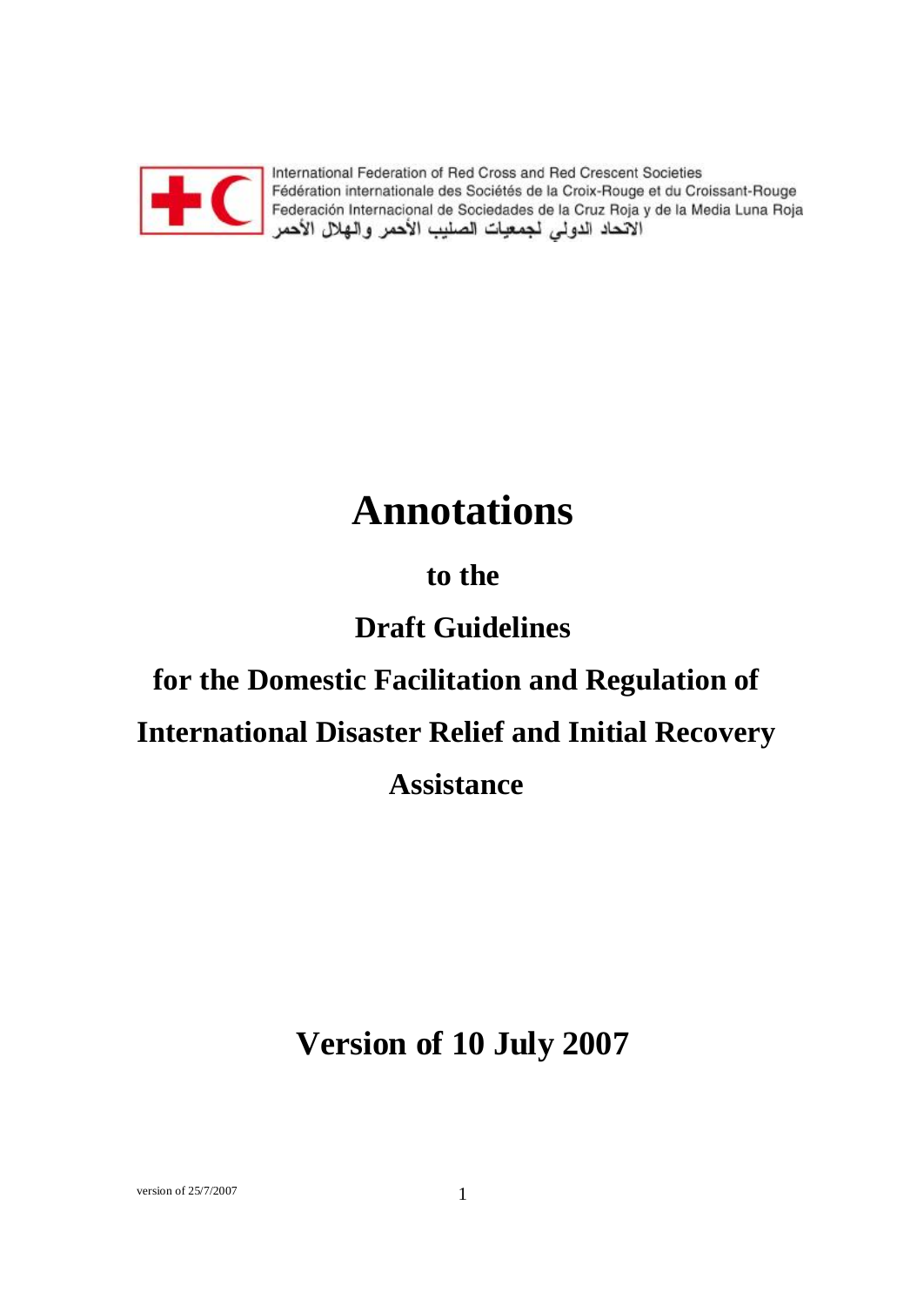International Federation of Red Cross and Red Crescent Societies
Fédération internationale des Sociétés de la Croix-Rouge et du Croissant-Rouge
Federación Internacional de Sociedades de la Cruz Roja y de la Media Luna Roja
الاتحاد الدولي لجمعيات الصليب الأحمر والهلال الأحمر

# Annotations

## to the

## Draft Guidelines

## for the Domestic Facilitation and Regulation of International Disaster Relief and Initial Recovery Assistance

## Version of 10 July 2007

version of 25/7/2007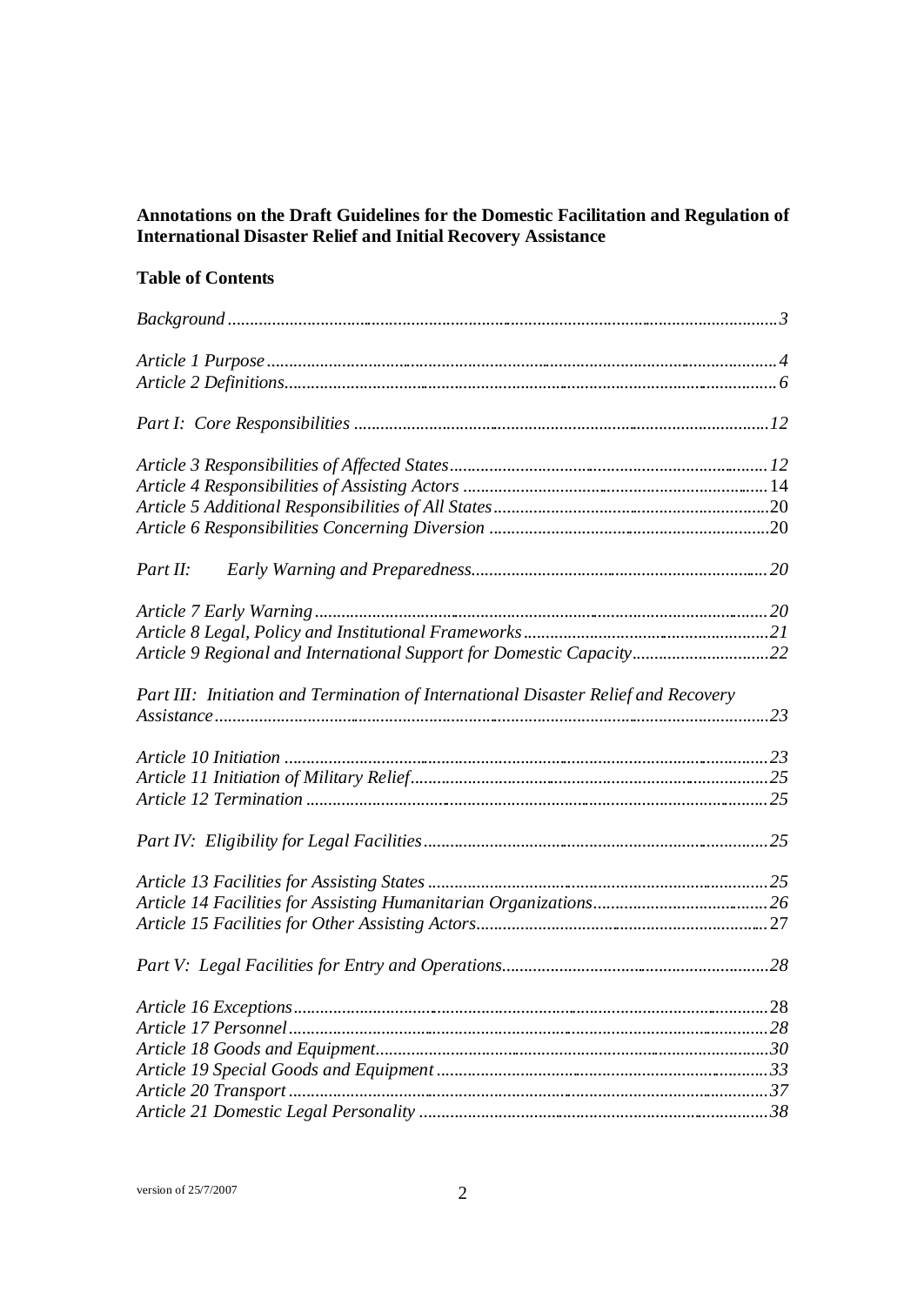**Annotations on the Draft Guidelines for the Domestic Facilitation and Regulation of International Disaster Relief and Initial Recovery Assistance**

**Table of Contents**

*Background* ..... *3*

*Article 1 Purpose* ..... *4*
*Article 2 Definitions* ..... *6*

*Part I: Core Responsibilities* ..... *12*

*Article 3 Responsibilities of Affected States* ..... *12*
*Article 4 Responsibilities of Assisting Actors* ..... 14
*Article 5 Additional Responsibilities of All States* ..... *20*
*Article 6 Responsibilities Concerning Diversion* ..... *20*

*Part II: Early Warning and Preparedness* ..... *20*

*Article 7 Early Warning* ..... *20*
*Article 8 Legal, Policy and Institutional Frameworks* ..... *21*
*Article 9 Regional and International Support for Domestic Capacity* ..... *22*

*Part III: Initiation and Termination of International Disaster Relief and Recovery Assistance* ..... *23*

*Article 10 Initiation* ..... *23*
*Article 11 Initiation of Military Relief* ..... *25*
*Article 12 Termination* ..... *25*

*Part IV: Eligibility for Legal Facilities* ..... *25*

*Article 13 Facilities for Assisting States* ..... *25*
*Article 14 Facilities for Assisting Humanitarian Organizations* ..... *26*
*Article 15 Facilities for Other Assisting Actors* ..... 27

*Part V: Legal Facilities for Entry and Operations* ..... *28*

*Article 16 Exceptions* ..... 28
*Article 17 Personnel* ..... *28*
*Article 18 Goods and Equipment* ..... *30*
*Article 19 Special Goods and Equipment* ..... *33*
*Article 20 Transport* ..... *37*
*Article 21 Domestic Legal Personality* ..... *38*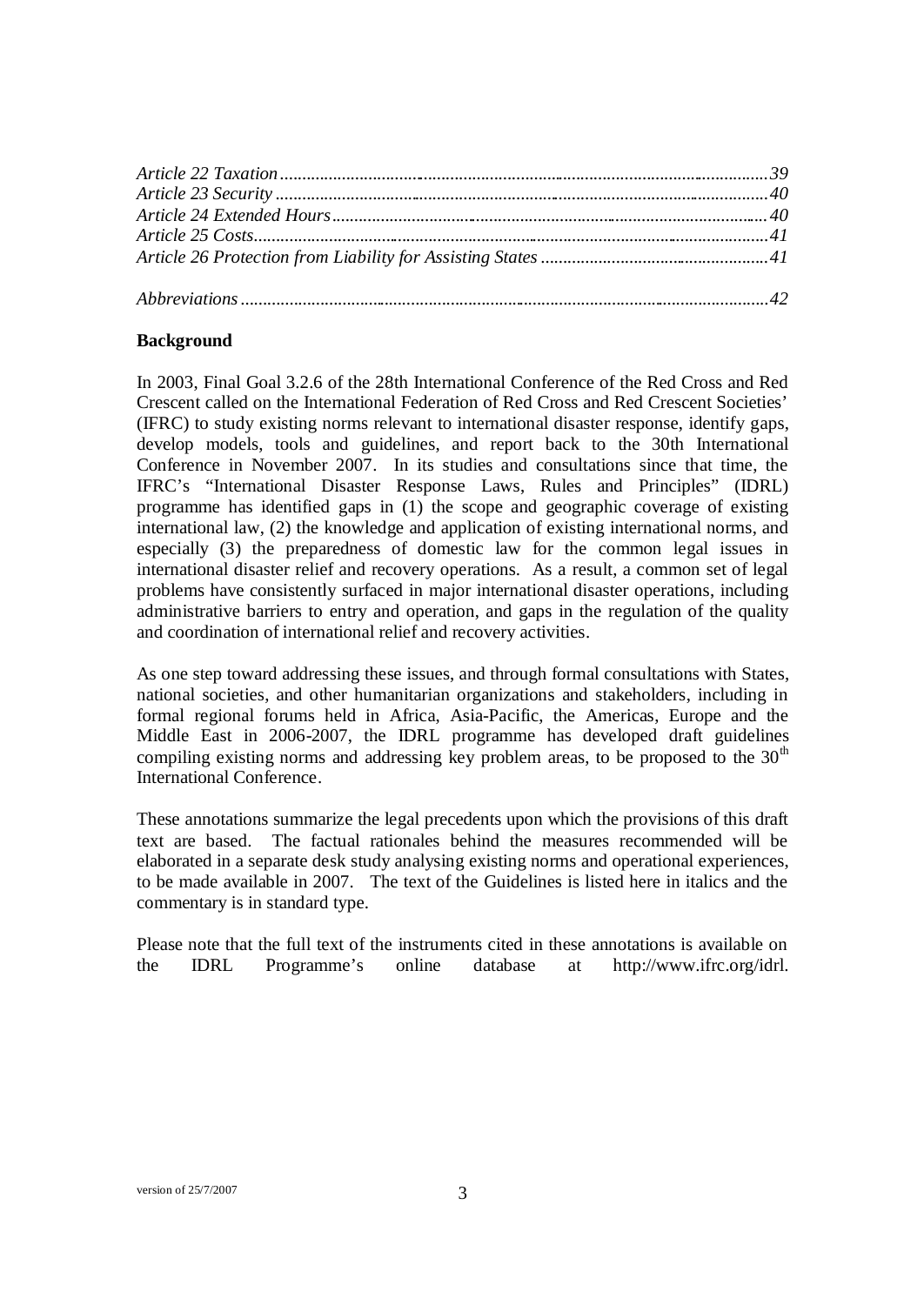*Article 22 Taxation* ................................................................................................................39
*Article 23 Security* ................................................................................................................40
*Article 24 Extended Hours* ....................................................................................................40
*Article 25 Costs*.......................................................................................................................41
*Article 26 Protection from Liability for Assisting States* .....................................................41

*Abbreviations* ..........................................................................................................................42

**Background**

In 2003, Final Goal 3.2.6 of the 28th International Conference of the Red Cross and Red Crescent called on the International Federation of Red Cross and Red Crescent Societies' (IFRC) to study existing norms relevant to international disaster response, identify gaps, develop models, tools and guidelines, and report back to the 30th International Conference in November 2007. In its studies and consultations since that time, the IFRC's "International Disaster Response Laws, Rules and Principles" (IDRL) programme has identified gaps in (1) the scope and geographic coverage of existing international law, (2) the knowledge and application of existing international norms, and especially (3) the preparedness of domestic law for the common legal issues in international disaster relief and recovery operations. As a result, a common set of legal problems have consistently surfaced in major international disaster operations, including administrative barriers to entry and operation, and gaps in the regulation of the quality and coordination of international relief and recovery activities.

As one step toward addressing these issues, and through formal consultations with States, national societies, and other humanitarian organizations and stakeholders, including in formal regional forums held in Africa, Asia-Pacific, the Americas, Europe and the Middle East in 2006-2007, the IDRL programme has developed draft guidelines compiling existing norms and addressing key problem areas, to be proposed to the 30th International Conference.

These annotations summarize the legal precedents upon which the provisions of this draft text are based. The factual rationales behind the measures recommended will be elaborated in a separate desk study analysing existing norms and operational experiences, to be made available in 2007. The text of the Guidelines is listed here in italics and the commentary is in standard type.

Please note that the full text of the instruments cited in these annotations is available on the IDRL Programme's online database at http://www.ifrc.org/idrl.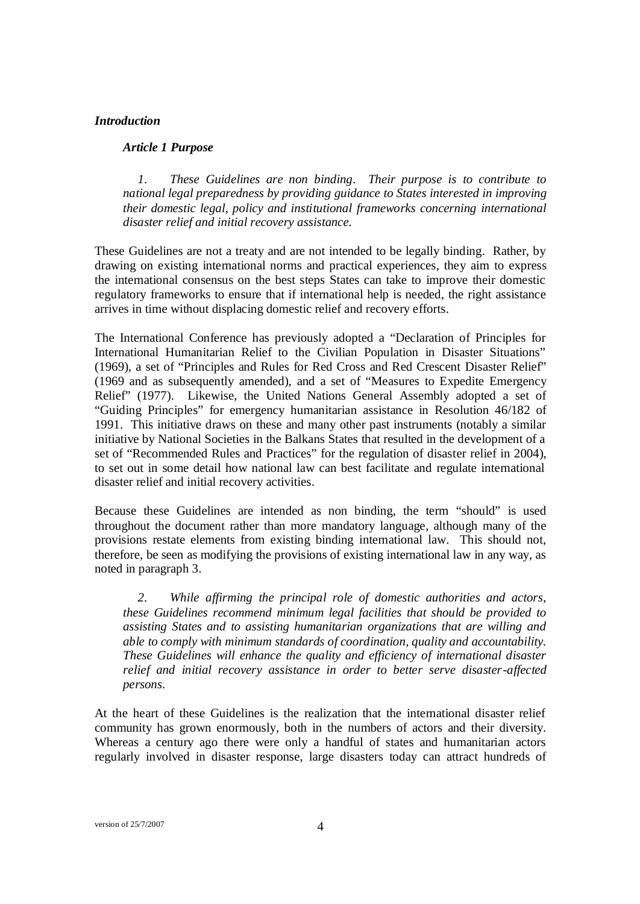***Introduction***

***Article 1 Purpose***

*1. These Guidelines are non binding. Their purpose is to contribute to national legal preparedness by providing guidance to States interested in improving their domestic legal, policy and institutional frameworks concerning international disaster relief and initial recovery assistance.*

These Guidelines are not a treaty and are not intended to be legally binding. Rather, by drawing on existing international norms and practical experiences, they aim to express the international consensus on the best steps States can take to improve their domestic regulatory frameworks to ensure that if international help is needed, the right assistance arrives in time without displacing domestic relief and recovery efforts.

The International Conference has previously adopted a "Declaration of Principles for International Humanitarian Relief to the Civilian Population in Disaster Situations" (1969), a set of "Principles and Rules for Red Cross and Red Crescent Disaster Relief" (1969 and as subsequently amended), and a set of "Measures to Expedite Emergency Relief" (1977). Likewise, the United Nations General Assembly adopted a set of "Guiding Principles" for emergency humanitarian assistance in Resolution 46/182 of 1991. This initiative draws on these and many other past instruments (notably a similar initiative by National Societies in the Balkans States that resulted in the development of a set of "Recommended Rules and Practices" for the regulation of disaster relief in 2004), to set out in some detail how national law can best facilitate and regulate international disaster relief and initial recovery activities.

Because these Guidelines are intended as non binding, the term "should" is used throughout the document rather than more mandatory language, although many of the provisions restate elements from existing binding international law. This should not, therefore, be seen as modifying the provisions of existing international law in any way, as noted in paragraph 3.

*2. While affirming the principal role of domestic authorities and actors, these Guidelines recommend minimum legal facilities that should be provided to assisting States and to assisting humanitarian organizations that are willing and able to comply with minimum standards of coordination, quality and accountability. These Guidelines will enhance the quality and efficiency of international disaster relief and initial recovery assistance in order to better serve disaster-affected persons.*

At the heart of these Guidelines is the realization that the international disaster relief community has grown enormously, both in the numbers of actors and their diversity. Whereas a century ago there were only a handful of states and humanitarian actors regularly involved in disaster response, large disasters today can attract hundreds of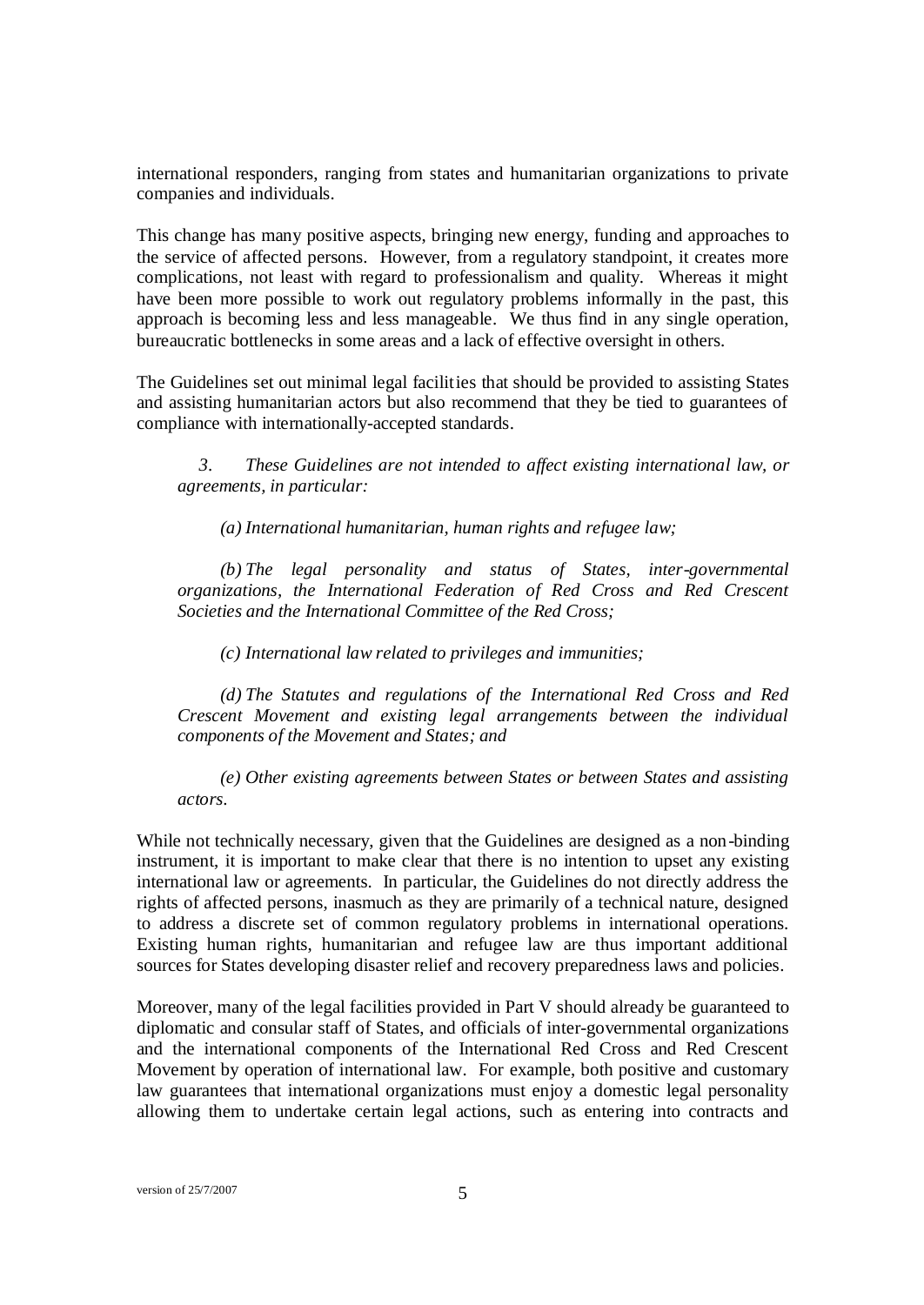international responders, ranging from states and humanitarian organizations to private companies and individuals.

This change has many positive aspects, bringing new energy, funding and approaches to the service of affected persons. However, from a regulatory standpoint, it creates more complications, not least with regard to professionalism and quality. Whereas it might have been more possible to work out regulatory problems informally in the past, this approach is becoming less and less manageable. We thus find in any single operation, bureaucratic bottlenecks in some areas and a lack of effective oversight in others.

The Guidelines set out minimal legal facilities that should be provided to assisting States and assisting humanitarian actors but also recommend that they be tied to guarantees of compliance with internationally-accepted standards.

> *3. These Guidelines are not intended to affect existing international law, or agreements, in particular:*
>
> *(a) International humanitarian, human rights and refugee law;*
>
> *(b) The legal personality and status of States, inter-governmental organizations, the International Federation of Red Cross and Red Crescent Societies and the International Committee of the Red Cross;*
>
> *(c) International law related to privileges and immunities;*
>
> *(d) The Statutes and regulations of the International Red Cross and Red Crescent Movement and existing legal arrangements between the individual components of the Movement and States; and*
>
> *(e) Other existing agreements between States or between States and assisting actors.*

While not technically necessary, given that the Guidelines are designed as a non-binding instrument, it is important to make clear that there is no intention to upset any existing international law or agreements. In particular, the Guidelines do not directly address the rights of affected persons, inasmuch as they are primarily of a technical nature, designed to address a discrete set of common regulatory problems in international operations. Existing human rights, humanitarian and refugee law are thus important additional sources for States developing disaster relief and recovery preparedness laws and policies.

Moreover, many of the legal facilities provided in Part V should already be guaranteed to diplomatic and consular staff of States, and officials of inter-governmental organizations and the international components of the International Red Cross and Red Crescent Movement by operation of international law. For example, both positive and customary law guarantees that international organizations must enjoy a domestic legal personality allowing them to undertake certain legal actions, such as entering into contracts and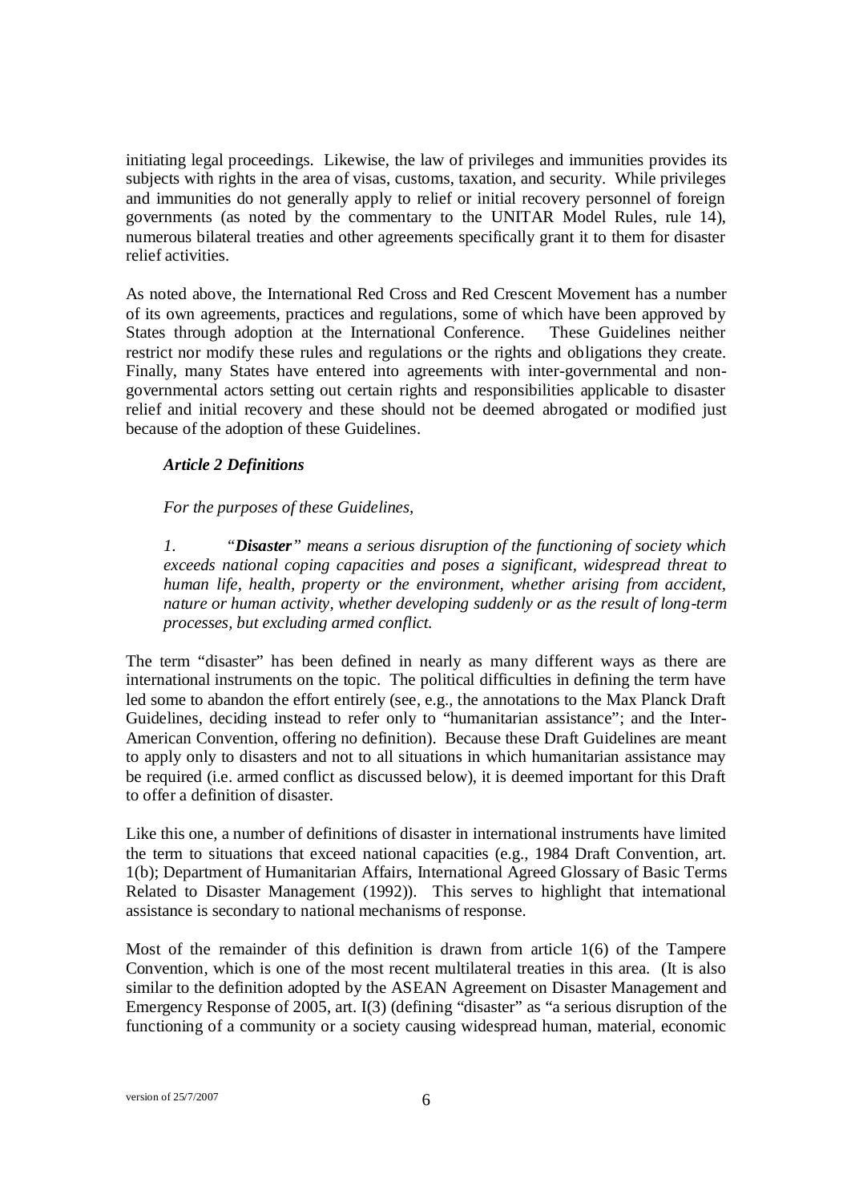initiating legal proceedings. Likewise, the law of privileges and immunities provides its subjects with rights in the area of visas, customs, taxation, and security. While privileges and immunities do not generally apply to relief or initial recovery personnel of foreign governments (as noted by the commentary to the UNITAR Model Rules, rule 14), numerous bilateral treaties and other agreements specifically grant it to them for disaster relief activities.

As noted above, the International Red Cross and Red Crescent Movement has a number of its own agreements, practices and regulations, some of which have been approved by States through adoption at the International Conference. These Guidelines neither restrict nor modify these rules and regulations or the rights and obligations they create. Finally, many States have entered into agreements with inter-governmental and non-governmental actors setting out certain rights and responsibilities applicable to disaster relief and initial recovery and these should not be deemed abrogated or modified just because of the adoption of these Guidelines.

***Article 2 Definitions***

*For the purposes of these Guidelines,*

*1. "**Disaster**" means a serious disruption of the functioning of society which exceeds national coping capacities and poses a significant, widespread threat to human life, health, property or the environment, whether arising from accident, nature or human activity, whether developing suddenly or as the result of long-term processes, but excluding armed conflict.*

The term "disaster" has been defined in nearly as many different ways as there are international instruments on the topic. The political difficulties in defining the term have led some to abandon the effort entirely (see, e.g., the annotations to the Max Planck Draft Guidelines, deciding instead to refer only to "humanitarian assistance"; and the Inter-American Convention, offering no definition). Because these Draft Guidelines are meant to apply only to disasters and not to all situations in which humanitarian assistance may be required (i.e. armed conflict as discussed below), it is deemed important for this Draft to offer a definition of disaster.

Like this one, a number of definitions of disaster in international instruments have limited the term to situations that exceed national capacities (e.g., 1984 Draft Convention, art. 1(b); Department of Humanitarian Affairs, International Agreed Glossary of Basic Terms Related to Disaster Management (1992)). This serves to highlight that international assistance is secondary to national mechanisms of response.

Most of the remainder of this definition is drawn from article 1(6) of the Tampere Convention, which is one of the most recent multilateral treaties in this area. (It is also similar to the definition adopted by the ASEAN Agreement on Disaster Management and Emergency Response of 2005, art. I(3) (defining "disaster" as "a serious disruption of the functioning of a community or a society causing widespread human, material, economic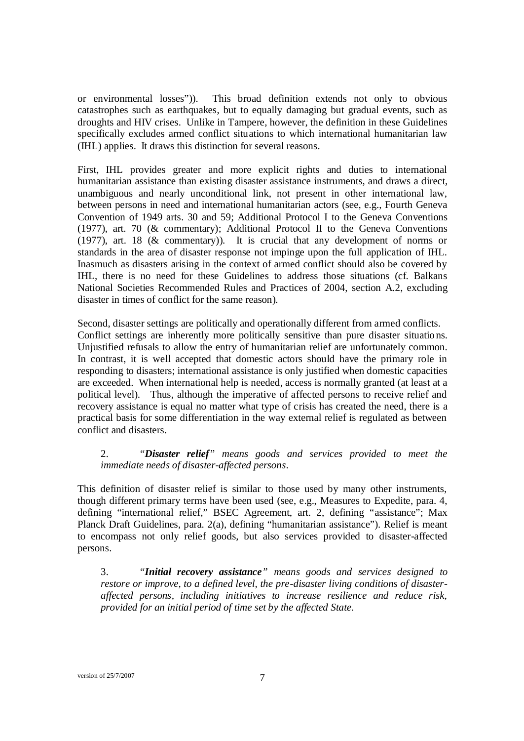or environmental losses")). This broad definition extends not only to obvious catastrophes such as earthquakes, but to equally damaging but gradual events, such as droughts and HIV crises. Unlike in Tampere, however, the definition in these Guidelines specifically excludes armed conflict situations to which international humanitarian law (IHL) applies. It draws this distinction for several reasons.

First, IHL provides greater and more explicit rights and duties to international humanitarian assistance than existing disaster assistance instruments, and draws a direct, unambiguous and nearly unconditional link, not present in other international law, between persons in need and international humanitarian actors (see, e.g., Fourth Geneva Convention of 1949 arts. 30 and 59; Additional Protocol I to the Geneva Conventions (1977), art. 70 (& commentary); Additional Protocol II to the Geneva Conventions (1977), art. 18 (& commentary)). It is crucial that any development of norms or standards in the area of disaster response not impinge upon the full application of IHL. Inasmuch as disasters arising in the context of armed conflict should also be covered by IHL, there is no need for these Guidelines to address those situations (cf. Balkans National Societies Recommended Rules and Practices of 2004, section A.2, excluding disaster in times of conflict for the same reason).

Second, disaster settings are politically and operationally different from armed conflicts. Conflict settings are inherently more politically sensitive than pure disaster situations. Unjustified refusals to allow the entry of humanitarian relief are unfortunately common. In contrast, it is well accepted that domestic actors should have the primary role in responding to disasters; international assistance is only justified when domestic capacities are exceeded. When international help is needed, access is normally granted (at least at a political level). Thus, although the imperative of affected persons to receive relief and recovery assistance is equal no matter what type of crisis has created the need, there is a practical basis for some differentiation in the way external relief is regulated as between conflict and disasters.

> 2. *"**Disaster relief**" means goods and services provided to meet the immediate needs of disaster-affected persons.*

This definition of disaster relief is similar to those used by many other instruments, though different primary terms have been used (see, e.g., Measures to Expedite, para. 4, defining "international relief," BSEC Agreement, art. 2, defining "assistance"; Max Planck Draft Guidelines, para. 2(a), defining "humanitarian assistance"). Relief is meant to encompass not only relief goods, but also services provided to disaster-affected persons.

> 3. *"**Initial recovery assistance**" means goods and services designed to restore or improve, to a defined level, the pre-disaster living conditions of disaster-affected persons, including initiatives to increase resilience and reduce risk, provided for an initial period of time set by the affected State.*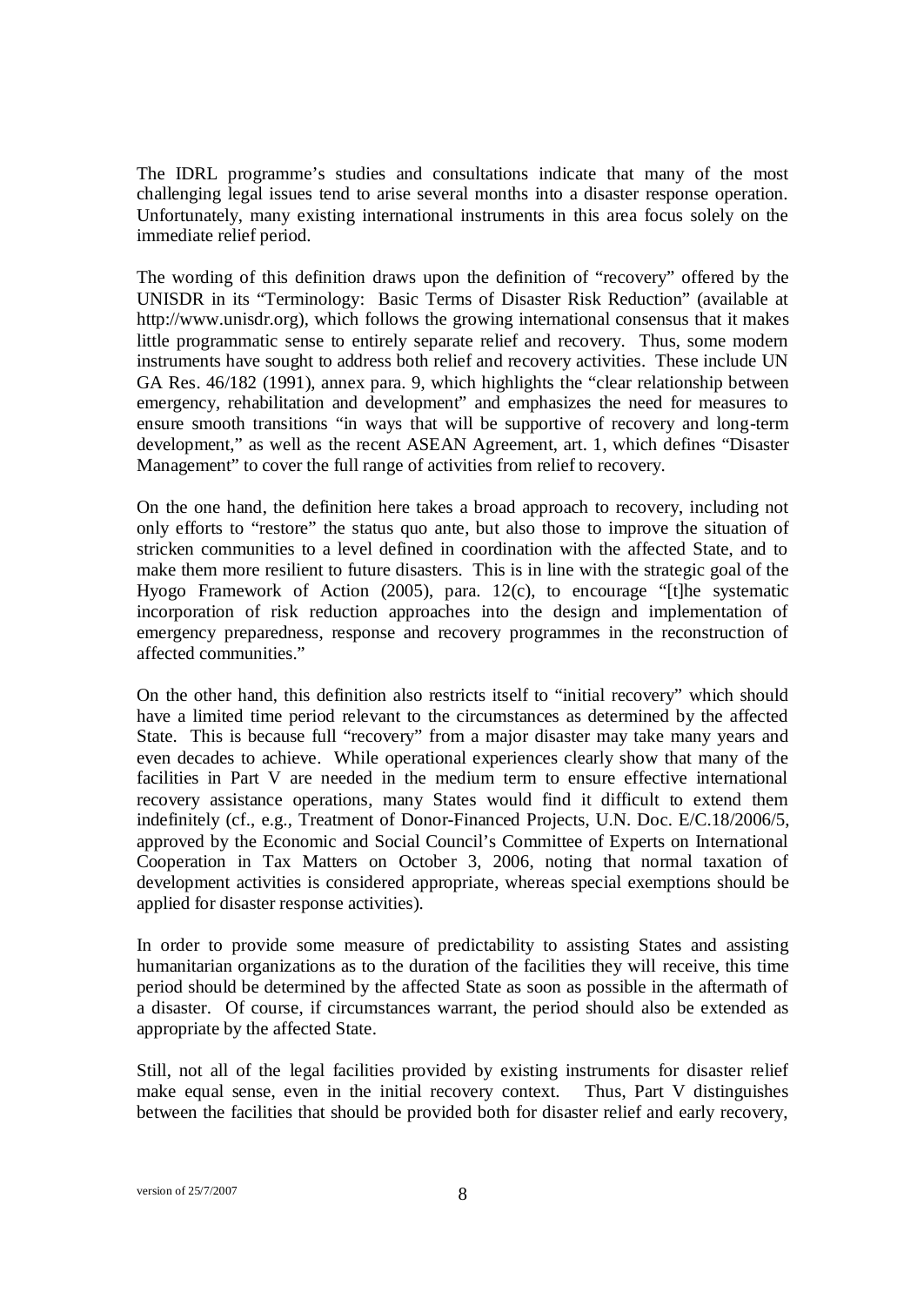The IDRL programme's studies and consultations indicate that many of the most challenging legal issues tend to arise several months into a disaster response operation. Unfortunately, many existing international instruments in this area focus solely on the immediate relief period.

The wording of this definition draws upon the definition of "recovery" offered by the UNISDR in its "Terminology: Basic Terms of Disaster Risk Reduction" (available at http://www.unisdr.org), which follows the growing international consensus that it makes little programmatic sense to entirely separate relief and recovery. Thus, some modern instruments have sought to address both relief and recovery activities. These include UN GA Res. 46/182 (1991), annex para. 9, which highlights the "clear relationship between emergency, rehabilitation and development" and emphasizes the need for measures to ensure smooth transitions "in ways that will be supportive of recovery and long-term development," as well as the recent ASEAN Agreement, art. 1, which defines "Disaster Management" to cover the full range of activities from relief to recovery.

On the one hand, the definition here takes a broad approach to recovery, including not only efforts to "restore" the status quo ante, but also those to improve the situation of stricken communities to a level defined in coordination with the affected State, and to make them more resilient to future disasters. This is in line with the strategic goal of the Hyogo Framework of Action (2005), para. 12(c), to encourage "[t]he systematic incorporation of risk reduction approaches into the design and implementation of emergency preparedness, response and recovery programmes in the reconstruction of affected communities."

On the other hand, this definition also restricts itself to "initial recovery" which should have a limited time period relevant to the circumstances as determined by the affected State. This is because full "recovery" from a major disaster may take many years and even decades to achieve. While operational experiences clearly show that many of the facilities in Part V are needed in the medium term to ensure effective international recovery assistance operations, many States would find it difficult to extend them indefinitely (cf., e.g., Treatment of Donor-Financed Projects, U.N. Doc. E/C.18/2006/5, approved by the Economic and Social Council's Committee of Experts on International Cooperation in Tax Matters on October 3, 2006, noting that normal taxation of development activities is considered appropriate, whereas special exemptions should be applied for disaster response activities).

In order to provide some measure of predictability to assisting States and assisting humanitarian organizations as to the duration of the facilities they will receive, this time period should be determined by the affected State as soon as possible in the aftermath of a disaster. Of course, if circumstances warrant, the period should also be extended as appropriate by the affected State.

Still, not all of the legal facilities provided by existing instruments for disaster relief make equal sense, even in the initial recovery context. Thus, Part V distinguishes between the facilities that should be provided both for disaster relief and early recovery,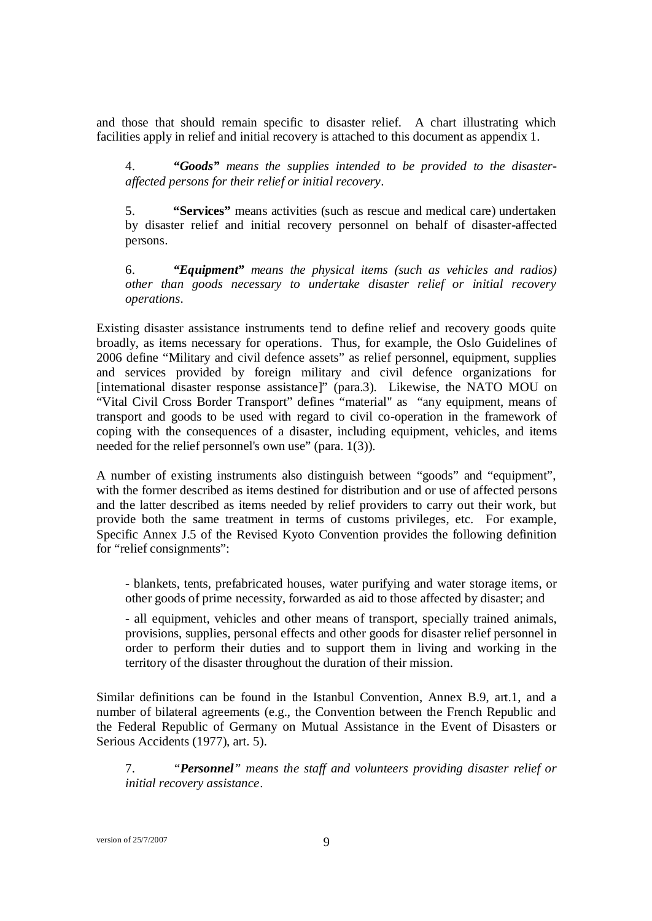and those that should remain specific to disaster relief. A chart illustrating which facilities apply in relief and initial recovery is attached to this document as appendix 1.

> 4. ***"Goods"*** *means the supplies intended to be provided to the disaster-affected persons for their relief or initial recovery.*
>
> 5. **"Services"** means activities (such as rescue and medical care) undertaken by disaster relief and initial recovery personnel on behalf of disaster-affected persons.
>
> 6. ***"Equipment"*** *means the physical items (such as vehicles and radios) other than goods necessary to undertake disaster relief or initial recovery operations.*

Existing disaster assistance instruments tend to define relief and recovery goods quite broadly, as items necessary for operations. Thus, for example, the Oslo Guidelines of 2006 define "Military and civil defence assets" as relief personnel, equipment, supplies and services provided by foreign military and civil defence organizations for [international disaster response assistance]" (para.3). Likewise, the NATO MOU on "Vital Civil Cross Border Transport" defines "material" as "any equipment, means of transport and goods to be used with regard to civil co-operation in the framework of coping with the consequences of a disaster, including equipment, vehicles, and items needed for the relief personnel's own use" (para. 1(3)).

A number of existing instruments also distinguish between "goods" and "equipment", with the former described as items destined for distribution and or use of affected persons and the latter described as items needed by relief providers to carry out their work, but provide both the same treatment in terms of customs privileges, etc. For example, Specific Annex J.5 of the Revised Kyoto Convention provides the following definition for "relief consignments":

> - blankets, tents, prefabricated houses, water purifying and water storage items, or other goods of prime necessity, forwarded as aid to those affected by disaster; and
>
> - all equipment, vehicles and other means of transport, specially trained animals, provisions, supplies, personal effects and other goods for disaster relief personnel in order to perform their duties and to support them in living and working in the territory of the disaster throughout the duration of their mission.

Similar definitions can be found in the Istanbul Convention, Annex B.9, art.1, and a number of bilateral agreements (e.g., the Convention between the French Republic and the Federal Republic of Germany on Mutual Assistance in the Event of Disasters or Serious Accidents (1977), art. 5).

> 7. *"**Personnel**" means the staff and volunteers providing disaster relief or initial recovery assistance.*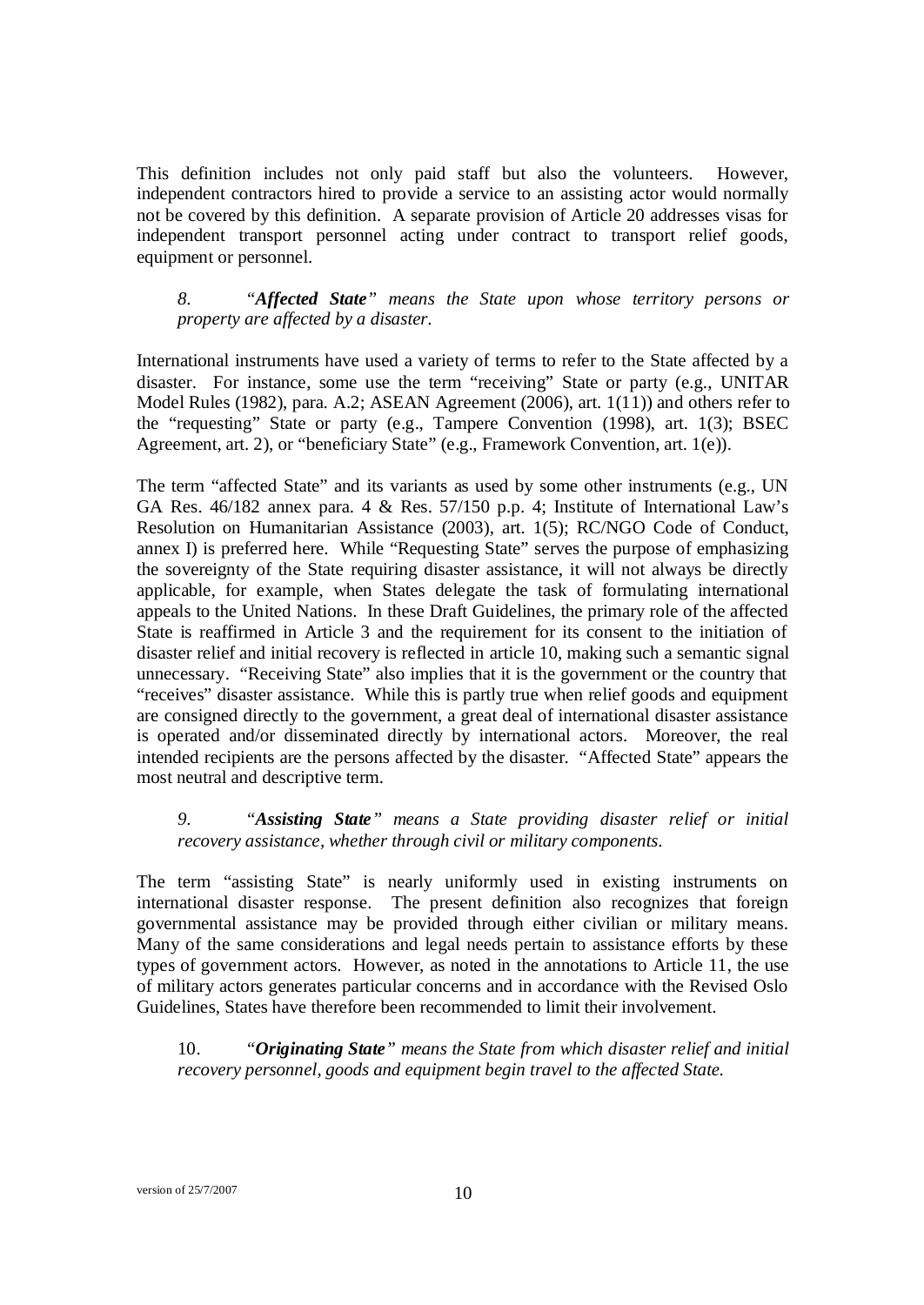This definition includes not only paid staff but also the volunteers. However, independent contractors hired to provide a service to an assisting actor would normally not be covered by this definition. A separate provision of Article 20 addresses visas for independent transport personnel acting under contract to transport relief goods, equipment or personnel.

> *8. "**Affected State**" means the State upon whose territory persons or property are affected by a disaster.*

International instruments have used a variety of terms to refer to the State affected by a disaster. For instance, some use the term "receiving" State or party (e.g., UNITAR Model Rules (1982), para. A.2; ASEAN Agreement (2006), art. 1(11)) and others refer to the "requesting" State or party (e.g., Tampere Convention (1998), art. 1(3); BSEC Agreement, art. 2), or "beneficiary State" (e.g., Framework Convention, art. 1(e)).

The term "affected State" and its variants as used by some other instruments (e.g., UN GA Res. 46/182 annex para. 4 & Res. 57/150 p.p. 4; Institute of International Law's Resolution on Humanitarian Assistance (2003), art. 1(5); RC/NGO Code of Conduct, annex I) is preferred here. While "Requesting State" serves the purpose of emphasizing the sovereignty of the State requiring disaster assistance, it will not always be directly applicable, for example, when States delegate the task of formulating international appeals to the United Nations. In these Draft Guidelines, the primary role of the affected State is reaffirmed in Article 3 and the requirement for its consent to the initiation of disaster relief and initial recovery is reflected in article 10, making such a semantic signal unnecessary. "Receiving State" also implies that it is the government or the country that "receives" disaster assistance. While this is partly true when relief goods and equipment are consigned directly to the government, a great deal of international disaster assistance is operated and/or disseminated directly by international actors. Moreover, the real intended recipients are the persons affected by the disaster. "Affected State" appears the most neutral and descriptive term.

> *9. "**Assisting State**" means a State providing disaster relief or initial recovery assistance, whether through civil or military components.*

The term "assisting State" is nearly uniformly used in existing instruments on international disaster response. The present definition also recognizes that foreign governmental assistance may be provided through either civilian or military means. Many of the same considerations and legal needs pertain to assistance efforts by these types of government actors. However, as noted in the annotations to Article 11, the use of military actors generates particular concerns and in accordance with the Revised Oslo Guidelines, States have therefore been recommended to limit their involvement.

> 10. *"**Originating State**" means the State from which disaster relief and initial recovery personnel, goods and equipment begin travel to the affected State.*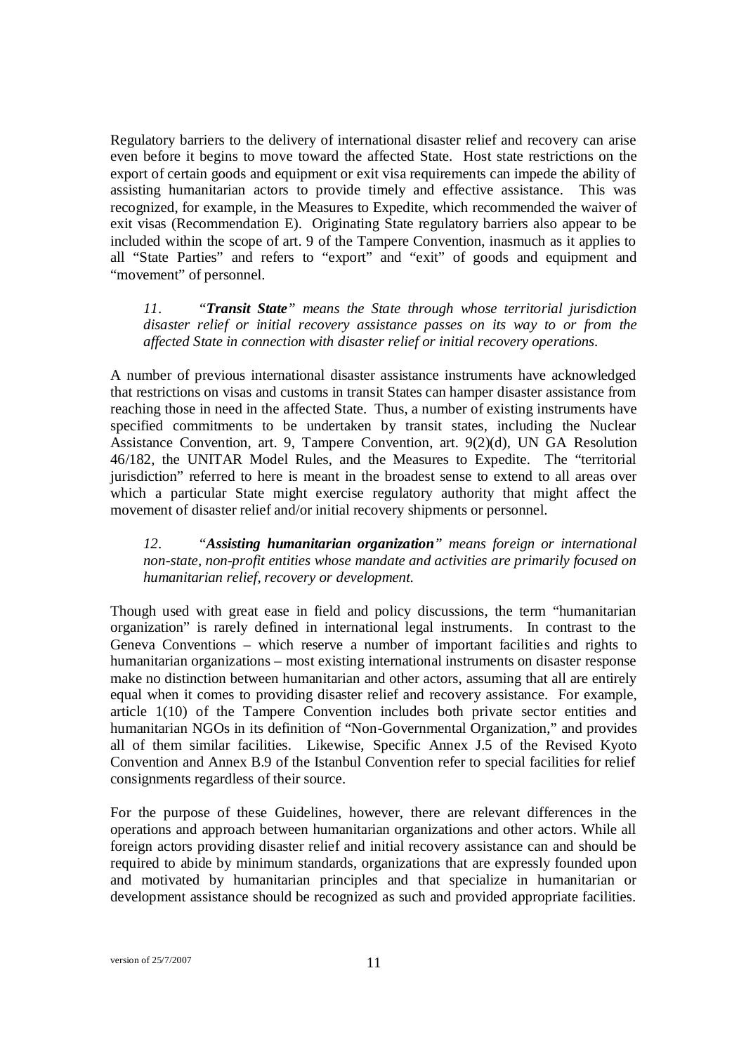Regulatory barriers to the delivery of international disaster relief and recovery can arise even before it begins to move toward the affected State. Host state restrictions on the export of certain goods and equipment or exit visa requirements can impede the ability of assisting humanitarian actors to provide timely and effective assistance. This was recognized, for example, in the Measures to Expedite, which recommended the waiver of exit visas (Recommendation E). Originating State regulatory barriers also appear to be included within the scope of art. 9 of the Tampere Convention, inasmuch as it applies to all "State Parties" and refers to "export" and "exit" of goods and equipment and "movement" of personnel.

*11. "**Transit State**" means the State through whose territorial jurisdiction disaster relief or initial recovery assistance passes on its way to or from the affected State in connection with disaster relief or initial recovery operations.*

A number of previous international disaster assistance instruments have acknowledged that restrictions on visas and customs in transit States can hamper disaster assistance from reaching those in need in the affected State. Thus, a number of existing instruments have specified commitments to be undertaken by transit states, including the Nuclear Assistance Convention, art. 9, Tampere Convention, art. 9(2)(d), UN GA Resolution 46/182, the UNITAR Model Rules, and the Measures to Expedite. The "territorial jurisdiction" referred to here is meant in the broadest sense to extend to all areas over which a particular State might exercise regulatory authority that might affect the movement of disaster relief and/or initial recovery shipments or personnel.

*12. "**Assisting humanitarian organization**" means foreign or international non-state, non-profit entities whose mandate and activities are primarily focused on humanitarian relief, recovery or development.*

Though used with great ease in field and policy discussions, the term "humanitarian organization" is rarely defined in international legal instruments. In contrast to the Geneva Conventions – which reserve a number of important facilities and rights to humanitarian organizations – most existing international instruments on disaster response make no distinction between humanitarian and other actors, assuming that all are entirely equal when it comes to providing disaster relief and recovery assistance. For example, article 1(10) of the Tampere Convention includes both private sector entities and humanitarian NGOs in its definition of "Non-Governmental Organization," and provides all of them similar facilities. Likewise, Specific Annex J.5 of the Revised Kyoto Convention and Annex B.9 of the Istanbul Convention refer to special facilities for relief consignments regardless of their source.

For the purpose of these Guidelines, however, there are relevant differences in the operations and approach between humanitarian organizations and other actors. While all foreign actors providing disaster relief and initial recovery assistance can and should be required to abide by minimum standards, organizations that are expressly founded upon and motivated by humanitarian principles and that specialize in humanitarian or development assistance should be recognized as such and provided appropriate facilities.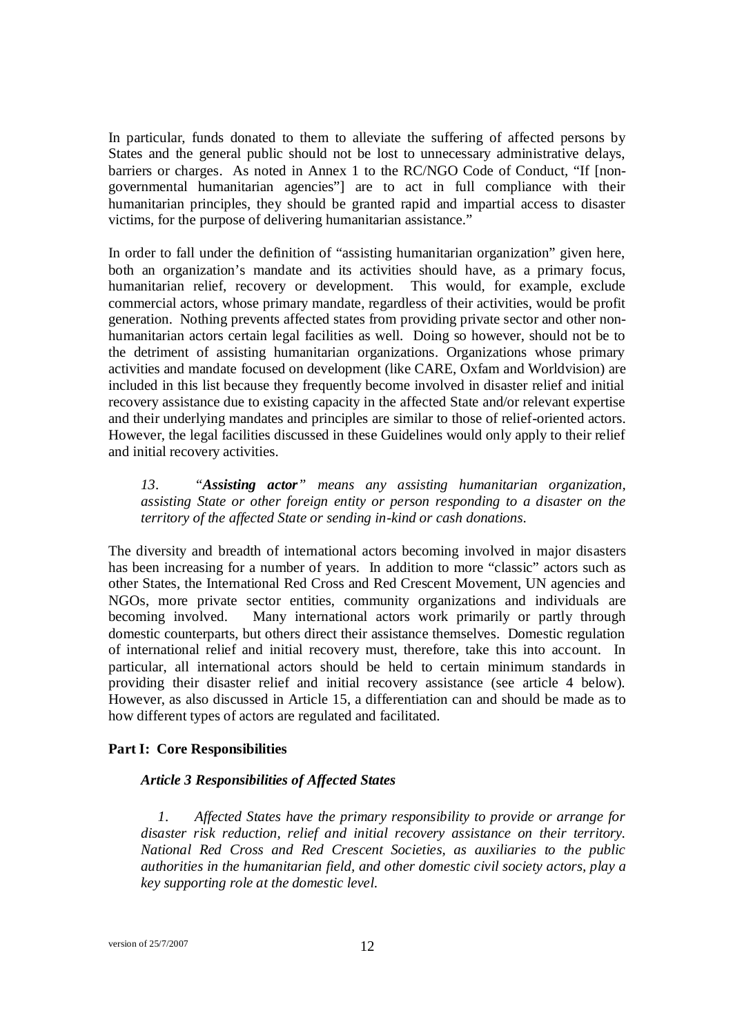In particular, funds donated to them to alleviate the suffering of affected persons by States and the general public should not be lost to unnecessary administrative delays, barriers or charges. As noted in Annex 1 to the RC/NGO Code of Conduct, "If [non-governmental humanitarian agencies"] are to act in full compliance with their humanitarian principles, they should be granted rapid and impartial access to disaster victims, for the purpose of delivering humanitarian assistance."

In order to fall under the definition of "assisting humanitarian organization" given here, both an organization's mandate and its activities should have, as a primary focus, humanitarian relief, recovery or development. This would, for example, exclude commercial actors, whose primary mandate, regardless of their activities, would be profit generation. Nothing prevents affected states from providing private sector and other non-humanitarian actors certain legal facilities as well. Doing so however, should not be to the detriment of assisting humanitarian organizations. Organizations whose primary activities and mandate focused on development (like CARE, Oxfam and Worldvision) are included in this list because they frequently become involved in disaster relief and initial recovery assistance due to existing capacity in the affected State and/or relevant expertise and their underlying mandates and principles are similar to those of relief-oriented actors. However, the legal facilities discussed in these Guidelines would only apply to their relief and initial recovery activities.

> *13. "**Assisting actor**" means any assisting humanitarian organization, assisting State or other foreign entity or person responding to a disaster on the territory of the affected State or sending in-kind or cash donations.*

The diversity and breadth of international actors becoming involved in major disasters has been increasing for a number of years. In addition to more "classic" actors such as other States, the International Red Cross and Red Crescent Movement, UN agencies and NGOs, more private sector entities, community organizations and individuals are becoming involved. Many international actors work primarily or partly through domestic counterparts, but others direct their assistance themselves. Domestic regulation of international relief and initial recovery must, therefore, take this into account. In particular, all international actors should be held to certain minimum standards in providing their disaster relief and initial recovery assistance (see article 4 below). However, as also discussed in Article 15, a differentiation can and should be made as to how different types of actors are regulated and facilitated.

## Part I: Core Responsibilities

### *Article 3 Responsibilities of Affected States*

> *1. Affected States have the primary responsibility to provide or arrange for disaster risk reduction, relief and initial recovery assistance on their territory. National Red Cross and Red Crescent Societies, as auxiliaries to the public authorities in the humanitarian field, and other domestic civil society actors, play a key supporting role at the domestic level.*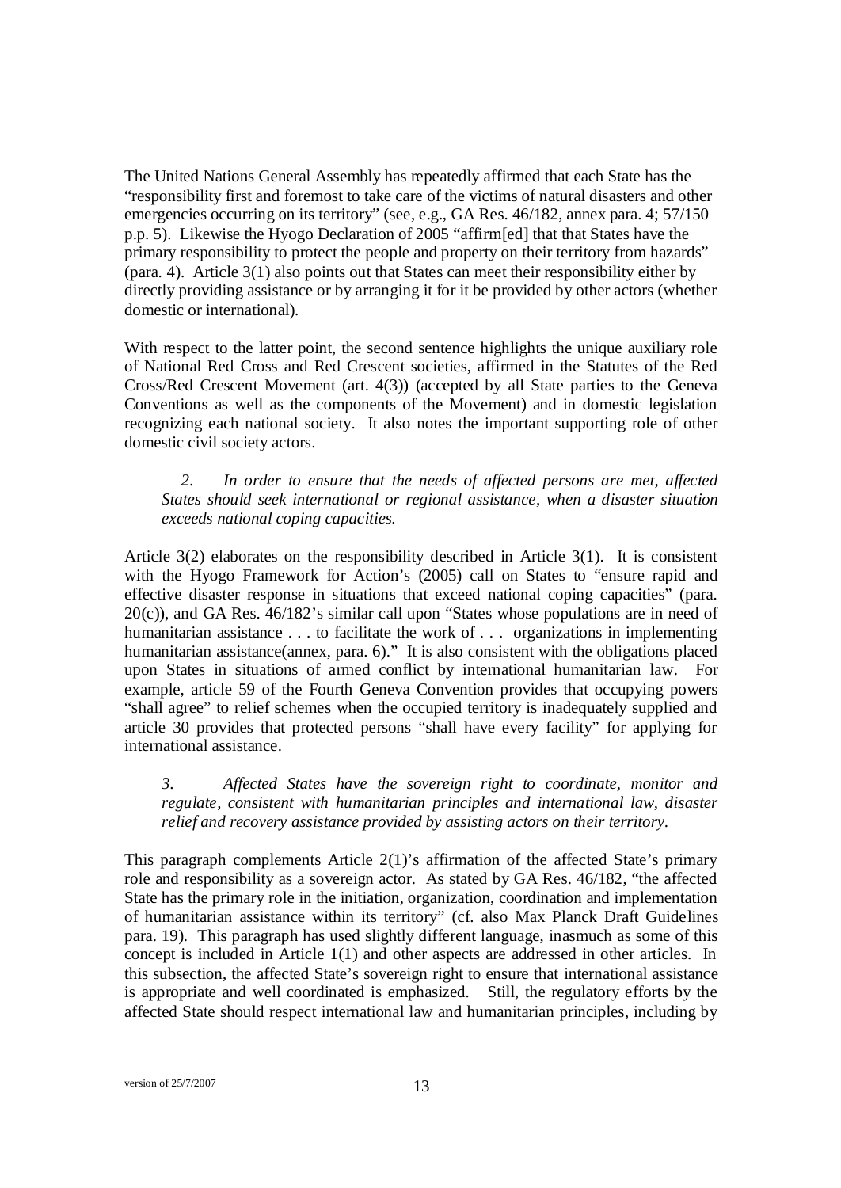The United Nations General Assembly has repeatedly affirmed that each State has the "responsibility first and foremost to take care of the victims of natural disasters and other emergencies occurring on its territory" (see, e.g., GA Res. 46/182, annex para. 4; 57/150 p.p. 5). Likewise the Hyogo Declaration of 2005 "affirm[ed] that that States have the primary responsibility to protect the people and property on their territory from hazards" (para. 4). Article 3(1) also points out that States can meet their responsibility either by directly providing assistance or by arranging it for it be provided by other actors (whether domestic or international).

With respect to the latter point, the second sentence highlights the unique auxiliary role of National Red Cross and Red Crescent societies, affirmed in the Statutes of the Red Cross/Red Crescent Movement (art. 4(3)) (accepted by all State parties to the Geneva Conventions as well as the components of the Movement) and in domestic legislation recognizing each national society. It also notes the important supporting role of other domestic civil society actors.

> *2. In order to ensure that the needs of affected persons are met, affected States should seek international or regional assistance, when a disaster situation exceeds national coping capacities.*

Article 3(2) elaborates on the responsibility described in Article 3(1). It is consistent with the Hyogo Framework for Action's (2005) call on States to "ensure rapid and effective disaster response in situations that exceed national coping capacities" (para. 20(c)), and GA Res. 46/182's similar call upon "States whose populations are in need of humanitarian assistance . . . to facilitate the work of . . . organizations in implementing humanitarian assistance(annex, para. 6)." It is also consistent with the obligations placed upon States in situations of armed conflict by international humanitarian law. For example, article 59 of the Fourth Geneva Convention provides that occupying powers "shall agree" to relief schemes when the occupied territory is inadequately supplied and article 30 provides that protected persons "shall have every facility" for applying for international assistance.

> *3. Affected States have the sovereign right to coordinate, monitor and regulate, consistent with humanitarian principles and international law, disaster relief and recovery assistance provided by assisting actors on their territory.*

This paragraph complements Article 2(1)'s affirmation of the affected State's primary role and responsibility as a sovereign actor. As stated by GA Res. 46/182, "the affected State has the primary role in the initiation, organization, coordination and implementation of humanitarian assistance within its territory" (cf. also Max Planck Draft Guidelines para. 19). This paragraph has used slightly different language, inasmuch as some of this concept is included in Article 1(1) and other aspects are addressed in other articles. In this subsection, the affected State's sovereign right to ensure that international assistance is appropriate and well coordinated is emphasized. Still, the regulatory efforts by the affected State should respect international law and humanitarian principles, including by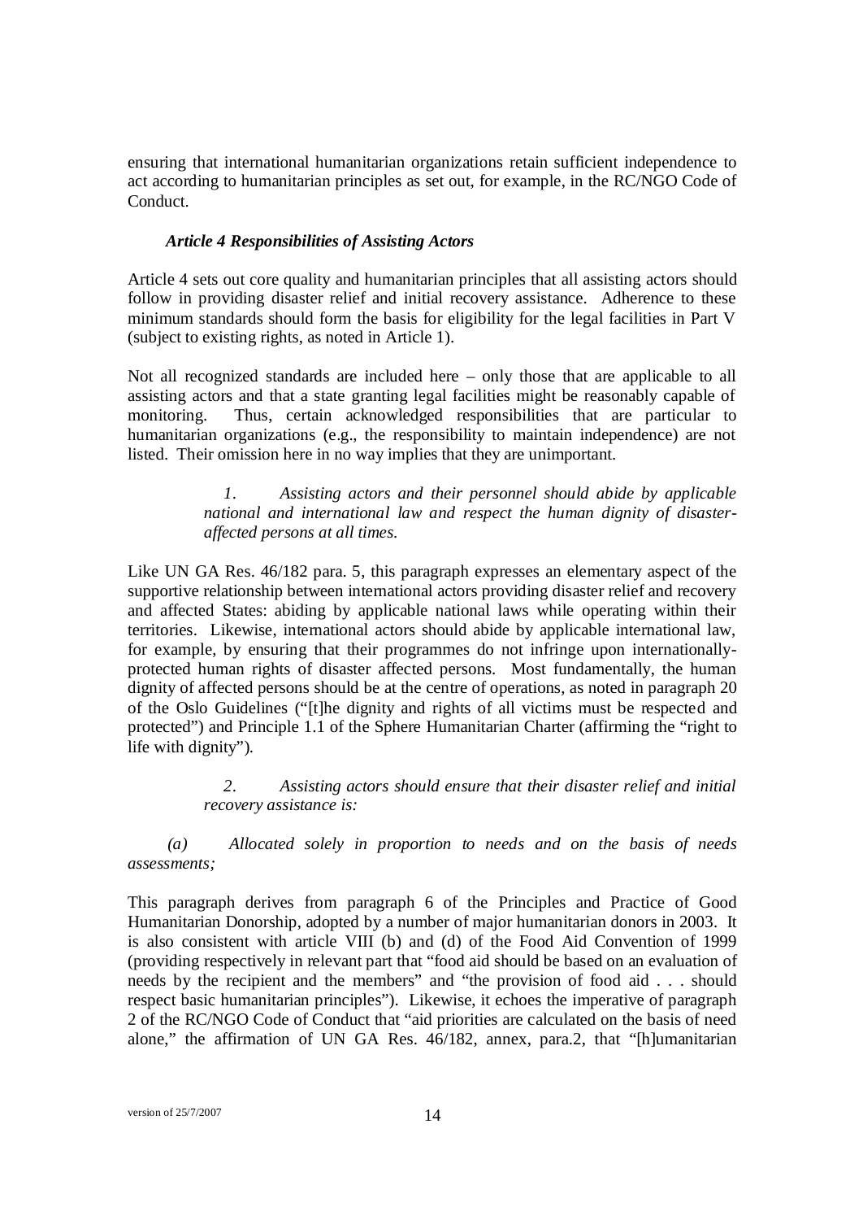ensuring that international humanitarian organizations retain sufficient independence to act according to humanitarian principles as set out, for example, in the RC/NGO Code of Conduct.

### *Article 4 Responsibilities of Assisting Actors*

Article 4 sets out core quality and humanitarian principles that all assisting actors should follow in providing disaster relief and initial recovery assistance. Adherence to these minimum standards should form the basis for eligibility for the legal facilities in Part V (subject to existing rights, as noted in Article 1).

Not all recognized standards are included here – only those that are applicable to all assisting actors and that a state granting legal facilities might be reasonably capable of monitoring. Thus, certain acknowledged responsibilities that are particular to humanitarian organizations (e.g., the responsibility to maintain independence) are not listed. Their omission here in no way implies that they are unimportant.

> *1. Assisting actors and their personnel should abide by applicable national and international law and respect the human dignity of disaster-affected persons at all times.*

Like UN GA Res. 46/182 para. 5, this paragraph expresses an elementary aspect of the supportive relationship between international actors providing disaster relief and recovery and affected States: abiding by applicable national laws while operating within their territories. Likewise, international actors should abide by applicable international law, for example, by ensuring that their programmes do not infringe upon internationally-protected human rights of disaster affected persons. Most fundamentally, the human dignity of affected persons should be at the centre of operations, as noted in paragraph 20 of the Oslo Guidelines ("[t]he dignity and rights of all victims must be respected and protected") and Principle 1.1 of the Sphere Humanitarian Charter (affirming the "right to life with dignity").

> *2. Assisting actors should ensure that their disaster relief and initial recovery assistance is:*

*(a) Allocated solely in proportion to needs and on the basis of needs assessments;*

This paragraph derives from paragraph 6 of the Principles and Practice of Good Humanitarian Donorship, adopted by a number of major humanitarian donors in 2003. It is also consistent with article VIII (b) and (d) of the Food Aid Convention of 1999 (providing respectively in relevant part that "food aid should be based on an evaluation of needs by the recipient and the members" and "the provision of food aid . . . should respect basic humanitarian principles"). Likewise, it echoes the imperative of paragraph 2 of the RC/NGO Code of Conduct that "aid priorities are calculated on the basis of need alone," the affirmation of UN GA Res. 46/182, annex, para.2, that "[h]umanitarian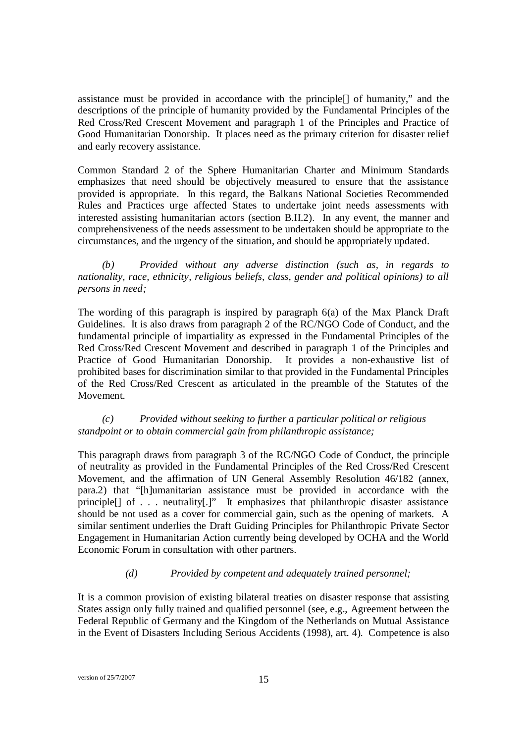assistance must be provided in accordance with the principle[] of humanity," and the descriptions of the principle of humanity provided by the Fundamental Principles of the Red Cross/Red Crescent Movement and paragraph 1 of the Principles and Practice of Good Humanitarian Donorship. It places need as the primary criterion for disaster relief and early recovery assistance.

Common Standard 2 of the Sphere Humanitarian Charter and Minimum Standards emphasizes that need should be objectively measured to ensure that the assistance provided is appropriate. In this regard, the Balkans National Societies Recommended Rules and Practices urge affected States to undertake joint needs assessments with interested assisting humanitarian actors (section B.II.2). In any event, the manner and comprehensiveness of the needs assessment to be undertaken should be appropriate to the circumstances, and the urgency of the situation, and should be appropriately updated.

*(b) Provided without any adverse distinction (such as, in regards to nationality, race, ethnicity, religious beliefs, class, gender and political opinions) to all persons in need;*

The wording of this paragraph is inspired by paragraph 6(a) of the Max Planck Draft Guidelines. It is also draws from paragraph 2 of the RC/NGO Code of Conduct, and the fundamental principle of impartiality as expressed in the Fundamental Principles of the Red Cross/Red Crescent Movement and described in paragraph 1 of the Principles and Practice of Good Humanitarian Donorship. It provides a non-exhaustive list of prohibited bases for discrimination similar to that provided in the Fundamental Principles of the Red Cross/Red Crescent as articulated in the preamble of the Statutes of the Movement.

*(c) Provided without seeking to further a particular political or religious standpoint or to obtain commercial gain from philanthropic assistance;*

This paragraph draws from paragraph 3 of the RC/NGO Code of Conduct, the principle of neutrality as provided in the Fundamental Principles of the Red Cross/Red Crescent Movement, and the affirmation of UN General Assembly Resolution 46/182 (annex, para.2) that "[h]umanitarian assistance must be provided in accordance with the principle[] of . . . neutrality[.]" It emphasizes that philanthropic disaster assistance should be not used as a cover for commercial gain, such as the opening of markets. A similar sentiment underlies the Draft Guiding Principles for Philanthropic Private Sector Engagement in Humanitarian Action currently being developed by OCHA and the World Economic Forum in consultation with other partners.

*(d) Provided by competent and adequately trained personnel;*

It is a common provision of existing bilateral treaties on disaster response that assisting States assign only fully trained and qualified personnel (see, e.g., Agreement between the Federal Republic of Germany and the Kingdom of the Netherlands on Mutual Assistance in the Event of Disasters Including Serious Accidents (1998), art. 4). Competence is also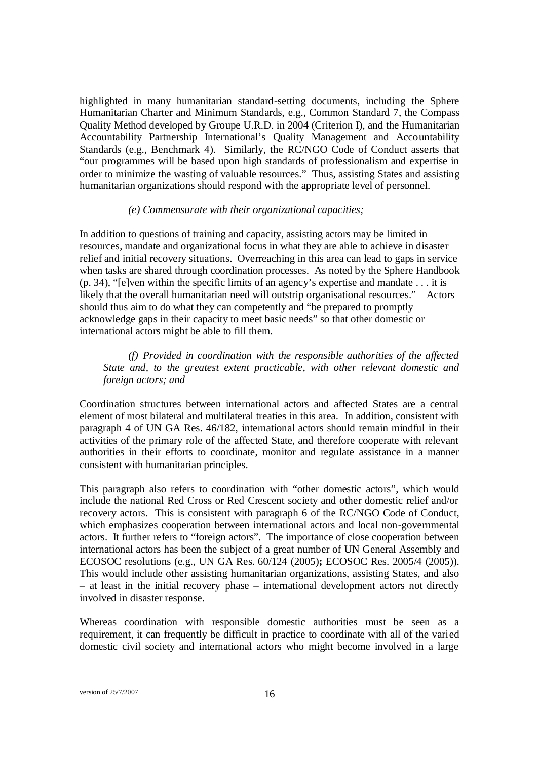highlighted in many humanitarian standard-setting documents, including the Sphere Humanitarian Charter and Minimum Standards, e.g., Common Standard 7, the Compass Quality Method developed by Groupe U.R.D. in 2004 (Criterion I), and the Humanitarian Accountability Partnership International's Quality Management and Accountability Standards (e.g., Benchmark 4). Similarly, the RC/NGO Code of Conduct asserts that "our programmes will be based upon high standards of professionalism and expertise in order to minimize the wasting of valuable resources." Thus, assisting States and assisting humanitarian organizations should respond with the appropriate level of personnel.

*(e) Commensurate with their organizational capacities;*

In addition to questions of training and capacity, assisting actors may be limited in resources, mandate and organizational focus in what they are able to achieve in disaster relief and initial recovery situations. Overreaching in this area can lead to gaps in service when tasks are shared through coordination processes. As noted by the Sphere Handbook (p. 34), "[e]ven within the specific limits of an agency's expertise and mandate . . . it is likely that the overall humanitarian need will outstrip organisational resources." Actors should thus aim to do what they can competently and "be prepared to promptly acknowledge gaps in their capacity to meet basic needs" so that other domestic or international actors might be able to fill them.

*(f) Provided in coordination with the responsible authorities of the affected State and, to the greatest extent practicable, with other relevant domestic and foreign actors; and*

Coordination structures between international actors and affected States are a central element of most bilateral and multilateral treaties in this area. In addition, consistent with paragraph 4 of UN GA Res. 46/182, international actors should remain mindful in their activities of the primary role of the affected State, and therefore cooperate with relevant authorities in their efforts to coordinate, monitor and regulate assistance in a manner consistent with humanitarian principles.

This paragraph also refers to coordination with "other domestic actors", which would include the national Red Cross or Red Crescent society and other domestic relief and/or recovery actors. This is consistent with paragraph 6 of the RC/NGO Code of Conduct, which emphasizes cooperation between international actors and local non-governmental actors. It further refers to "foreign actors". The importance of close cooperation between international actors has been the subject of a great number of UN General Assembly and ECOSOC resolutions (e.g., UN GA Res. 60/124 (2005)**;** ECOSOC Res. 2005/4 (2005)). This would include other assisting humanitarian organizations, assisting States, and also – at least in the initial recovery phase – international development actors not directly involved in disaster response.

Whereas coordination with responsible domestic authorities must be seen as a requirement, it can frequently be difficult in practice to coordinate with all of the varied domestic civil society and international actors who might become involved in a large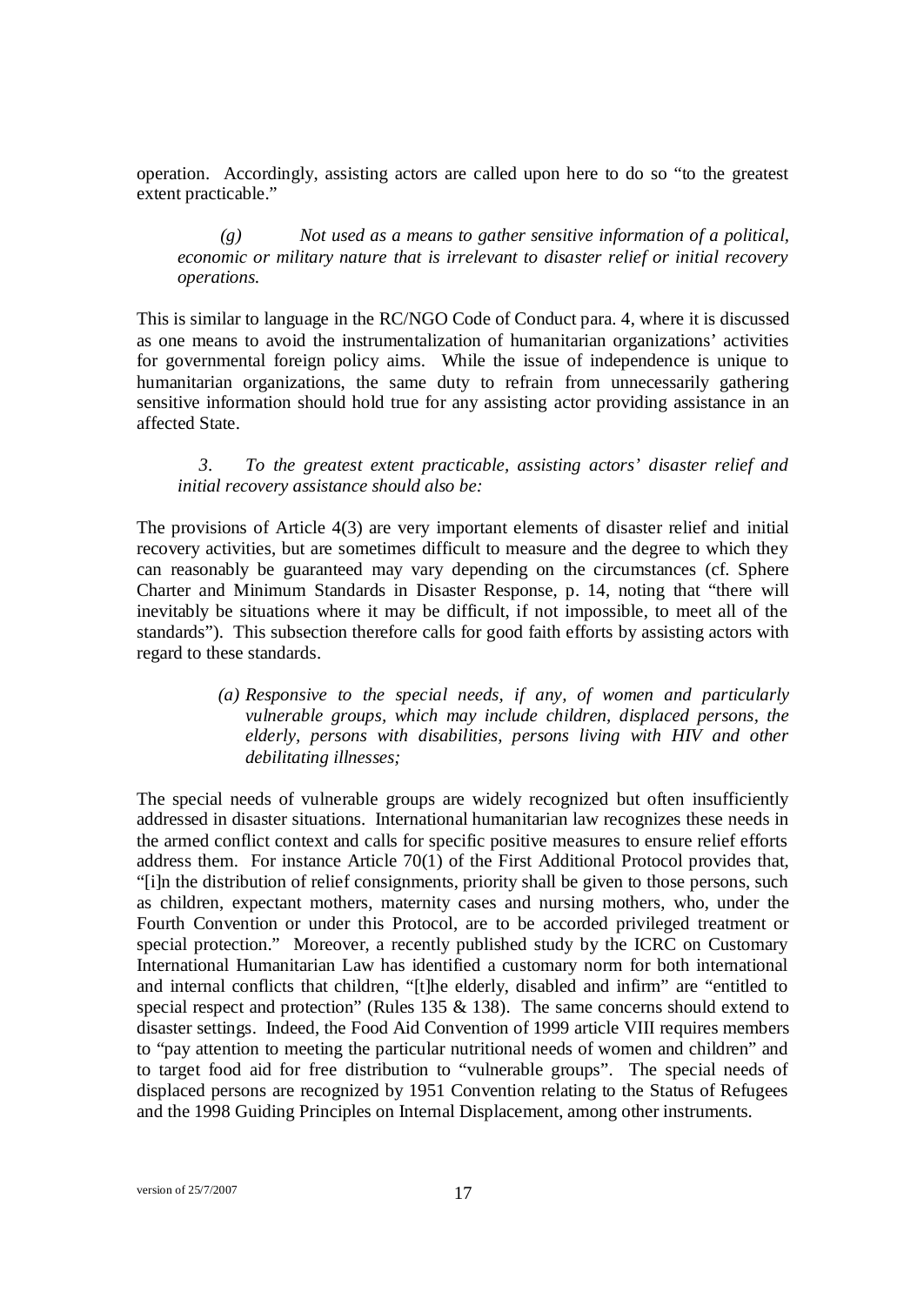operation. Accordingly, assisting actors are called upon here to do so "to the greatest extent practicable."

> *(g) Not used as a means to gather sensitive information of a political, economic or military nature that is irrelevant to disaster relief or initial recovery operations.*

This is similar to language in the RC/NGO Code of Conduct para. 4, where it is discussed as one means to avoid the instrumentalization of humanitarian organizations' activities for governmental foreign policy aims. While the issue of independence is unique to humanitarian organizations, the same duty to refrain from unnecessarily gathering sensitive information should hold true for any assisting actor providing assistance in an affected State.

> *3. To the greatest extent practicable, assisting actors' disaster relief and initial recovery assistance should also be:*

The provisions of Article 4(3) are very important elements of disaster relief and initial recovery activities, but are sometimes difficult to measure and the degree to which they can reasonably be guaranteed may vary depending on the circumstances (cf. Sphere Charter and Minimum Standards in Disaster Response, p. 14, noting that "there will inevitably be situations where it may be difficult, if not impossible, to meet all of the standards"). This subsection therefore calls for good faith efforts by assisting actors with regard to these standards.

> *(a) Responsive to the special needs, if any, of women and particularly vulnerable groups, which may include children, displaced persons, the elderly, persons with disabilities, persons living with HIV and other debilitating illnesses;*

The special needs of vulnerable groups are widely recognized but often insufficiently addressed in disaster situations. International humanitarian law recognizes these needs in the armed conflict context and calls for specific positive measures to ensure relief efforts address them. For instance Article 70(1) of the First Additional Protocol provides that, "[i]n the distribution of relief consignments, priority shall be given to those persons, such as children, expectant mothers, maternity cases and nursing mothers, who, under the Fourth Convention or under this Protocol, are to be accorded privileged treatment or special protection." Moreover, a recently published study by the ICRC on Customary International Humanitarian Law has identified a customary norm for both international and internal conflicts that children, "[t]he elderly, disabled and infirm" are "entitled to special respect and protection" (Rules 135 & 138). The same concerns should extend to disaster settings. Indeed, the Food Aid Convention of 1999 article VIII requires members to "pay attention to meeting the particular nutritional needs of women and children" and to target food aid for free distribution to "vulnerable groups". The special needs of displaced persons are recognized by 1951 Convention relating to the Status of Refugees and the 1998 Guiding Principles on Internal Displacement, among other instruments.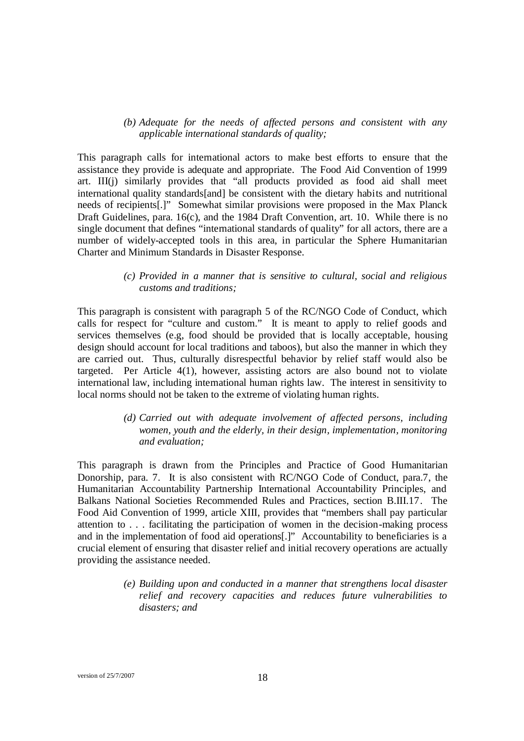*(b) Adequate for the needs of affected persons and consistent with any applicable international standards of quality;*

This paragraph calls for international actors to make best efforts to ensure that the assistance they provide is adequate and appropriate. The Food Aid Convention of 1999 art. III(j) similarly provides that "all products provided as food aid shall meet international quality standards[and] be consistent with the dietary habits and nutritional needs of recipients[.]" Somewhat similar provisions were proposed in the Max Planck Draft Guidelines, para. 16(c), and the 1984 Draft Convention, art. 10. While there is no single document that defines "international standards of quality" for all actors, there are a number of widely-accepted tools in this area, in particular the Sphere Humanitarian Charter and Minimum Standards in Disaster Response.

*(c) Provided in a manner that is sensitive to cultural, social and religious customs and traditions;*

This paragraph is consistent with paragraph 5 of the RC/NGO Code of Conduct, which calls for respect for "culture and custom." It is meant to apply to relief goods and services themselves (e.g, food should be provided that is locally acceptable, housing design should account for local traditions and taboos), but also the manner in which they are carried out. Thus, culturally disrespectful behavior by relief staff would also be targeted. Per Article 4(1), however, assisting actors are also bound not to violate international law, including international human rights law. The interest in sensitivity to local norms should not be taken to the extreme of violating human rights.

*(d) Carried out with adequate involvement of affected persons, including women, youth and the elderly, in their design, implementation, monitoring and evaluation;*

This paragraph is drawn from the Principles and Practice of Good Humanitarian Donorship, para. 7. It is also consistent with RC/NGO Code of Conduct, para.7, the Humanitarian Accountability Partnership International Accountability Principles, and Balkans National Societies Recommended Rules and Practices, section B.III.17. The Food Aid Convention of 1999, article XIII, provides that "members shall pay particular attention to . . . facilitating the participation of women in the decision-making process and in the implementation of food aid operations[.]" Accountability to beneficiaries is a crucial element of ensuring that disaster relief and initial recovery operations are actually providing the assistance needed.

*(e) Building upon and conducted in a manner that strengthens local disaster relief and recovery capacities and reduces future vulnerabilities to disasters; and*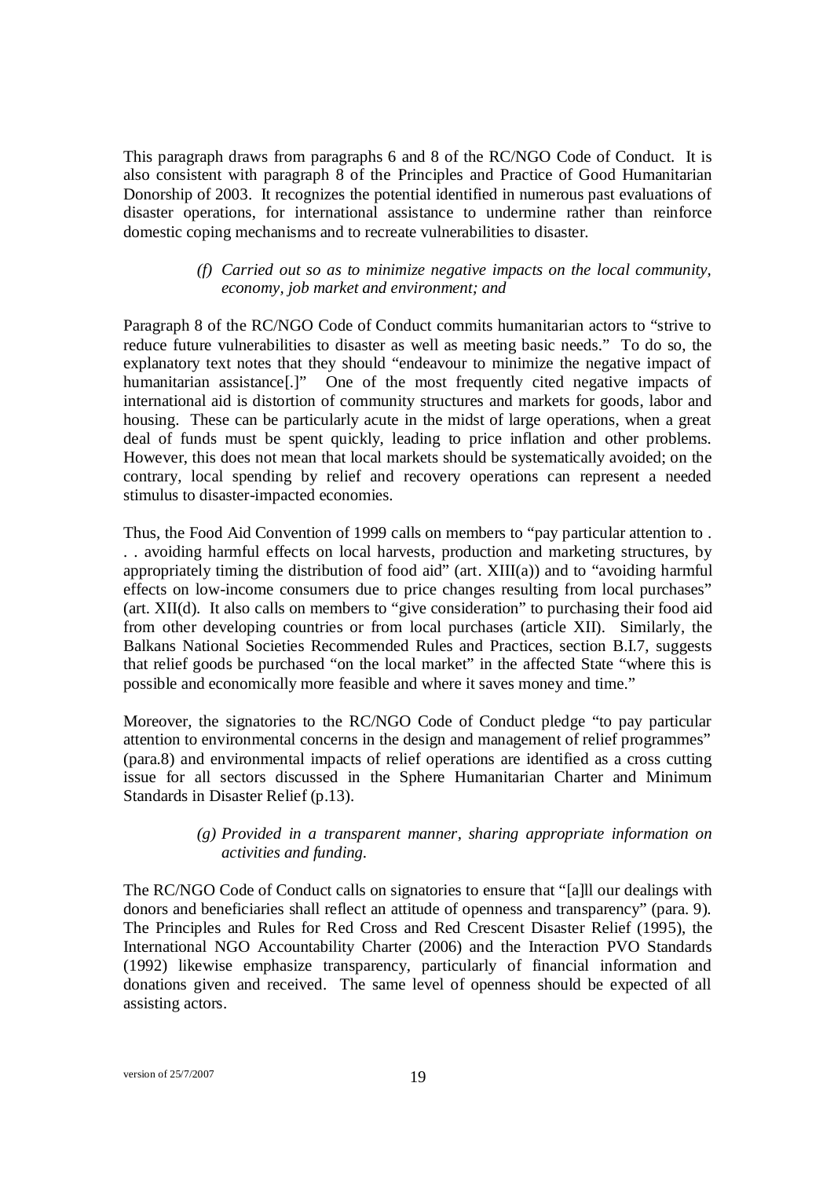This paragraph draws from paragraphs 6 and 8 of the RC/NGO Code of Conduct. It is also consistent with paragraph 8 of the Principles and Practice of Good Humanitarian Donorship of 2003. It recognizes the potential identified in numerous past evaluations of disaster operations, for international assistance to undermine rather than reinforce domestic coping mechanisms and to recreate vulnerabilities to disaster.

> *(f) Carried out so as to minimize negative impacts on the local community, economy, job market and environment; and*

Paragraph 8 of the RC/NGO Code of Conduct commits humanitarian actors to "strive to reduce future vulnerabilities to disaster as well as meeting basic needs." To do so, the explanatory text notes that they should "endeavour to minimize the negative impact of humanitarian assistance[.]" One of the most frequently cited negative impacts of international aid is distortion of community structures and markets for goods, labor and housing. These can be particularly acute in the midst of large operations, when a great deal of funds must be spent quickly, leading to price inflation and other problems. However, this does not mean that local markets should be systematically avoided; on the contrary, local spending by relief and recovery operations can represent a needed stimulus to disaster-impacted economies.

Thus, the Food Aid Convention of 1999 calls on members to "pay particular attention to . . . avoiding harmful effects on local harvests, production and marketing structures, by appropriately timing the distribution of food aid" (art. XIII(a)) and to "avoiding harmful effects on low-income consumers due to price changes resulting from local purchases" (art. XII(d). It also calls on members to "give consideration" to purchasing their food aid from other developing countries or from local purchases (article XII). Similarly, the Balkans National Societies Recommended Rules and Practices, section B.I.7, suggests that relief goods be purchased "on the local market" in the affected State "where this is possible and economically more feasible and where it saves money and time."

Moreover, the signatories to the RC/NGO Code of Conduct pledge "to pay particular attention to environmental concerns in the design and management of relief programmes" (para.8) and environmental impacts of relief operations are identified as a cross cutting issue for all sectors discussed in the Sphere Humanitarian Charter and Minimum Standards in Disaster Relief (p.13).

> *(g) Provided in a transparent manner, sharing appropriate information on activities and funding.*

The RC/NGO Code of Conduct calls on signatories to ensure that "[a]ll our dealings with donors and beneficiaries shall reflect an attitude of openness and transparency" (para. 9). The Principles and Rules for Red Cross and Red Crescent Disaster Relief (1995), the International NGO Accountability Charter (2006) and the Interaction PVO Standards (1992) likewise emphasize transparency, particularly of financial information and donations given and received. The same level of openness should be expected of all assisting actors.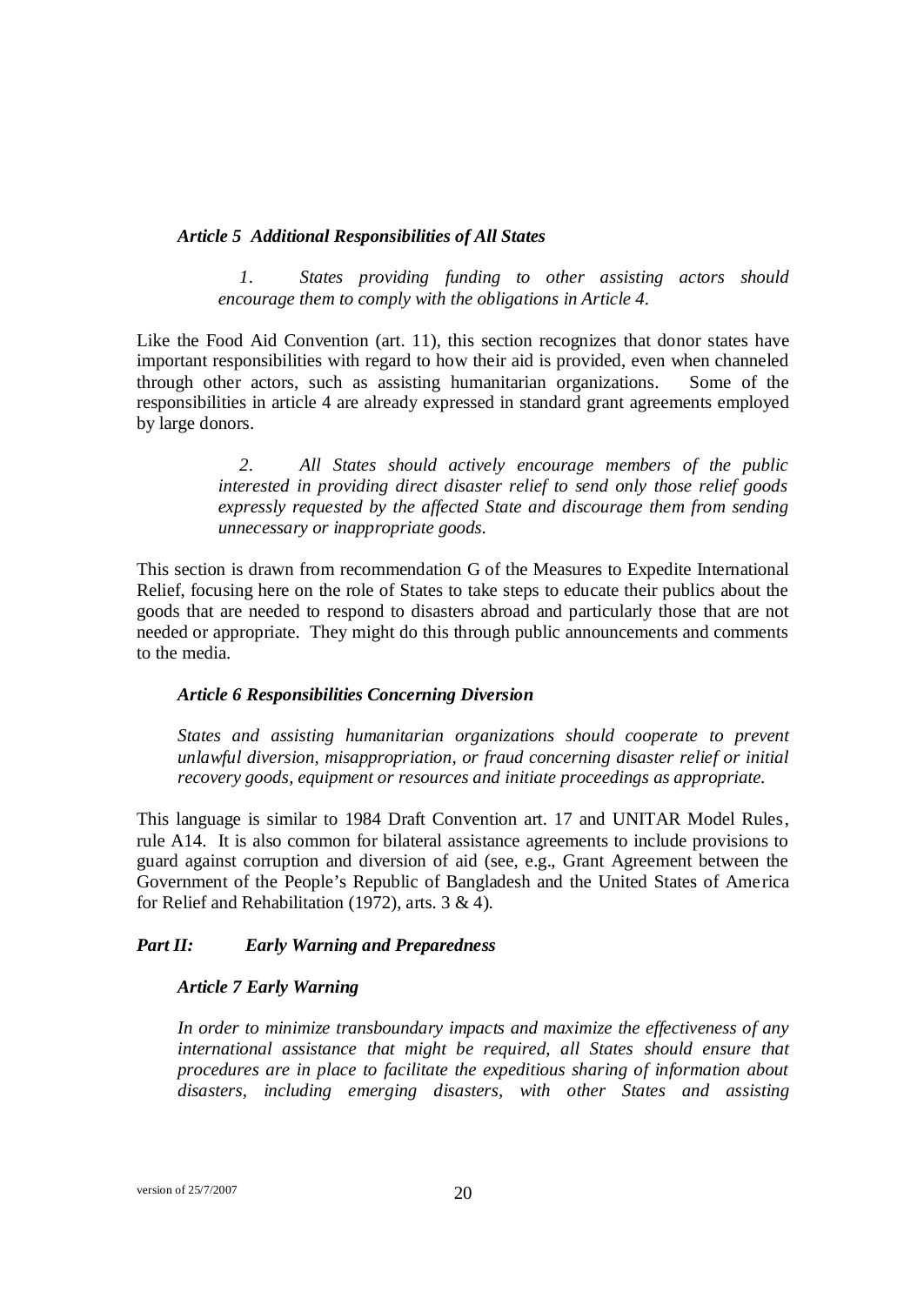*Article 5 Additional Responsibilities of All States*

*1. States providing funding to other assisting actors should encourage them to comply with the obligations in Article 4.*

Like the Food Aid Convention (art. 11), this section recognizes that donor states have important responsibilities with regard to how their aid is provided, even when channeled through other actors, such as assisting humanitarian organizations. Some of the responsibilities in article 4 are already expressed in standard grant agreements employed by large donors.

*2. All States should actively encourage members of the public interested in providing direct disaster relief to send only those relief goods expressly requested by the affected State and discourage them from sending unnecessary or inappropriate goods.*

This section is drawn from recommendation G of the Measures to Expedite International Relief, focusing here on the role of States to take steps to educate their publics about the goods that are needed to respond to disasters abroad and particularly those that are not needed or appropriate. They might do this through public announcements and comments to the media.

*Article 6 Responsibilities Concerning Diversion*

*States and assisting humanitarian organizations should cooperate to prevent unlawful diversion, misappropriation, or fraud concerning disaster relief or initial recovery goods, equipment or resources and initiate proceedings as appropriate.*

This language is similar to 1984 Draft Convention art. 17 and UNITAR Model Rules, rule A14. It is also common for bilateral assistance agreements to include provisions to guard against corruption and diversion of aid (see, e.g., Grant Agreement between the Government of the People's Republic of Bangladesh and the United States of America for Relief and Rehabilitation (1972), arts. 3 & 4).

***Part II: Early Warning and Preparedness***

*Article 7 Early Warning*

*In order to minimize transboundary impacts and maximize the effectiveness of any international assistance that might be required, all States should ensure that procedures are in place to facilitate the expeditious sharing of information about disasters, including emerging disasters, with other States and assisting*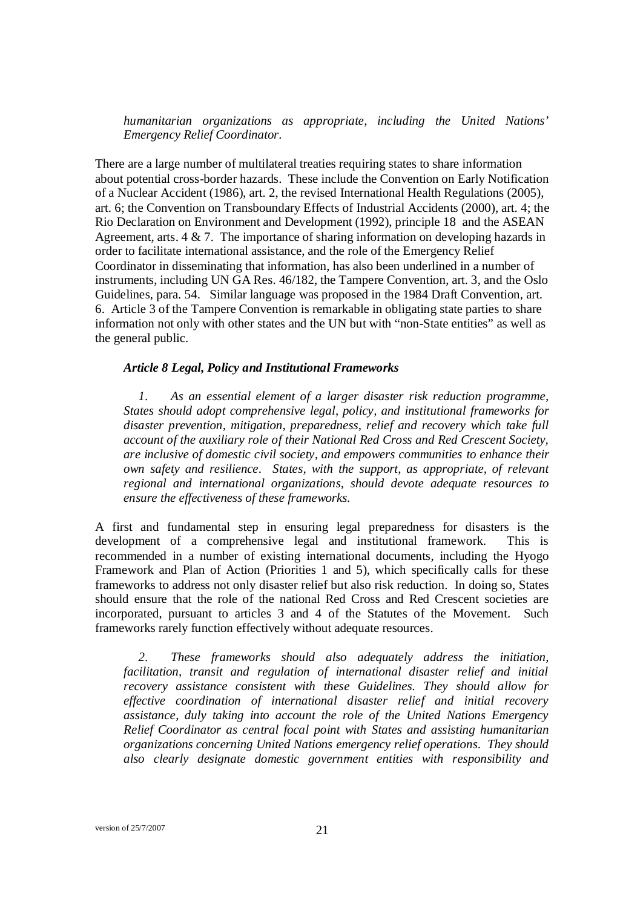*humanitarian organizations as appropriate, including the United Nations' Emergency Relief Coordinator.*

There are a large number of multilateral treaties requiring states to share information about potential cross-border hazards. These include the Convention on Early Notification of a Nuclear Accident (1986), art. 2, the revised International Health Regulations (2005), art. 6; the Convention on Transboundary Effects of Industrial Accidents (2000), art. 4; the Rio Declaration on Environment and Development (1992), principle 18 and the ASEAN Agreement, arts. 4 & 7. The importance of sharing information on developing hazards in order to facilitate international assistance, and the role of the Emergency Relief Coordinator in disseminating that information, has also been underlined in a number of instruments, including UN GA Res. 46/182, the Tampere Convention, art. 3, and the Oslo Guidelines, para. 54. Similar language was proposed in the 1984 Draft Convention, art. 6. Article 3 of the Tampere Convention is remarkable in obligating state parties to share information not only with other states and the UN but with "non-State entities" as well as the general public.

### *Article 8 Legal, Policy and Institutional Frameworks*

*1. As an essential element of a larger disaster risk reduction programme, States should adopt comprehensive legal, policy, and institutional frameworks for disaster prevention, mitigation, preparedness, relief and recovery which take full account of the auxiliary role of their National Red Cross and Red Crescent Society, are inclusive of domestic civil society, and empowers communities to enhance their own safety and resilience. States, with the support, as appropriate, of relevant regional and international organizations, should devote adequate resources to ensure the effectiveness of these frameworks.*

A first and fundamental step in ensuring legal preparedness for disasters is the development of a comprehensive legal and institutional framework. This is recommended in a number of existing international documents, including the Hyogo Framework and Plan of Action (Priorities 1 and 5), which specifically calls for these frameworks to address not only disaster relief but also risk reduction. In doing so, States should ensure that the role of the national Red Cross and Red Crescent societies are incorporated, pursuant to articles 3 and 4 of the Statutes of the Movement. Such frameworks rarely function effectively without adequate resources.

*2. These frameworks should also adequately address the initiation, facilitation, transit and regulation of international disaster relief and initial recovery assistance consistent with these Guidelines. They should allow for effective coordination of international disaster relief and initial recovery assistance, duly taking into account the role of the United Nations Emergency Relief Coordinator as central focal point with States and assisting humanitarian organizations concerning United Nations emergency relief operations. They should also clearly designate domestic government entities with responsibility and*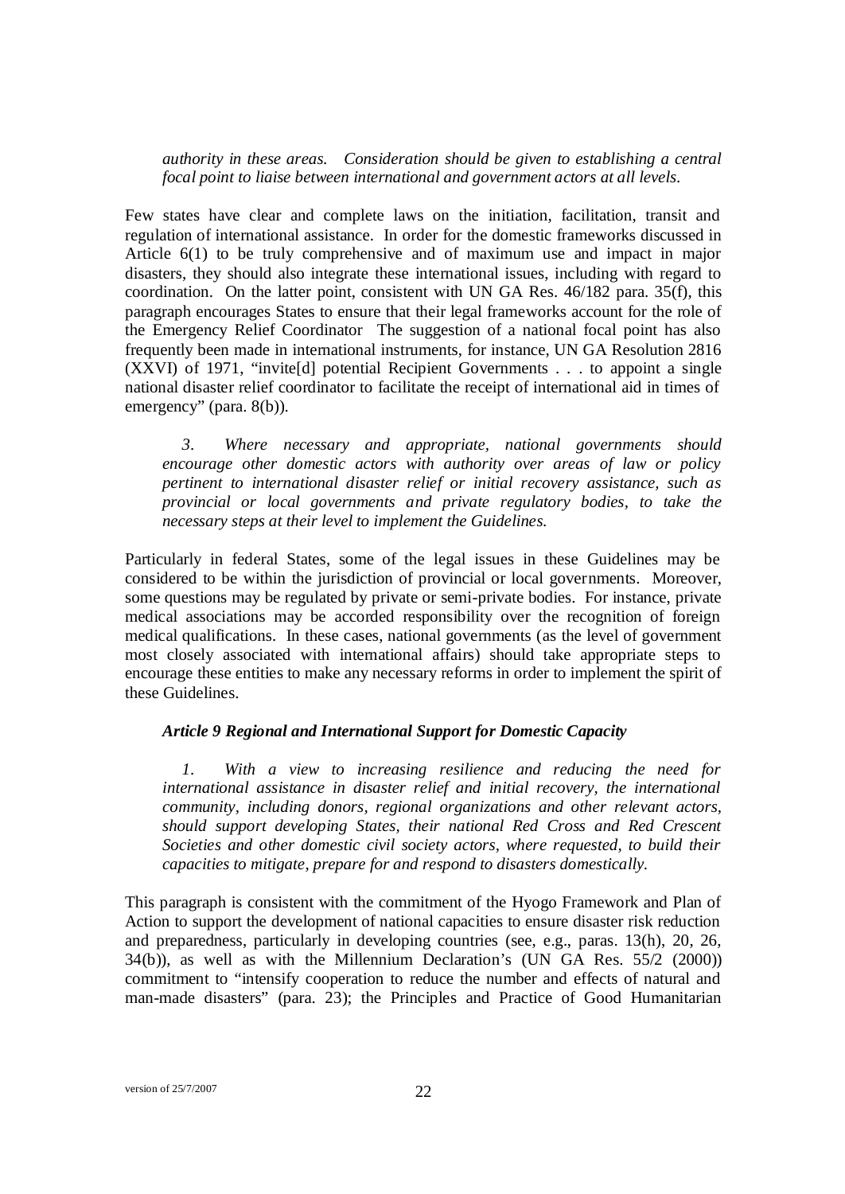*authority in these areas. Consideration should be given to establishing a central focal point to liaise between international and government actors at all levels.*

Few states have clear and complete laws on the initiation, facilitation, transit and regulation of international assistance. In order for the domestic frameworks discussed in Article 6(1) to be truly comprehensive and of maximum use and impact in major disasters, they should also integrate these international issues, including with regard to coordination. On the latter point, consistent with UN GA Res. 46/182 para. 35(f), this paragraph encourages States to ensure that their legal frameworks account for the role of the Emergency Relief Coordinator The suggestion of a national focal point has also frequently been made in international instruments, for instance, UN GA Resolution 2816 (XXVI) of 1971, "invite[d] potential Recipient Governments . . . to appoint a single national disaster relief coordinator to facilitate the receipt of international aid in times of emergency" (para. 8(b)).

*3. Where necessary and appropriate, national governments should encourage other domestic actors with authority over areas of law or policy pertinent to international disaster relief or initial recovery assistance, such as provincial or local governments and private regulatory bodies, to take the necessary steps at their level to implement the Guidelines.*

Particularly in federal States, some of the legal issues in these Guidelines may be considered to be within the jurisdiction of provincial or local governments. Moreover, some questions may be regulated by private or semi-private bodies. For instance, private medical associations may be accorded responsibility over the recognition of foreign medical qualifications. In these cases, national governments (as the level of government most closely associated with international affairs) should take appropriate steps to encourage these entities to make any necessary reforms in order to implement the spirit of these Guidelines.

### *Article 9 Regional and International Support for Domestic Capacity*

*1. With a view to increasing resilience and reducing the need for international assistance in disaster relief and initial recovery, the international community, including donors, regional organizations and other relevant actors, should support developing States, their national Red Cross and Red Crescent Societies and other domestic civil society actors, where requested, to build their capacities to mitigate, prepare for and respond to disasters domestically.*

This paragraph is consistent with the commitment of the Hyogo Framework and Plan of Action to support the development of national capacities to ensure disaster risk reduction and preparedness, particularly in developing countries (see, e.g., paras. 13(h), 20, 26, 34(b)), as well as with the Millennium Declaration's (UN GA Res. 55/2 (2000)) commitment to "intensify cooperation to reduce the number and effects of natural and man-made disasters" (para. 23); the Principles and Practice of Good Humanitarian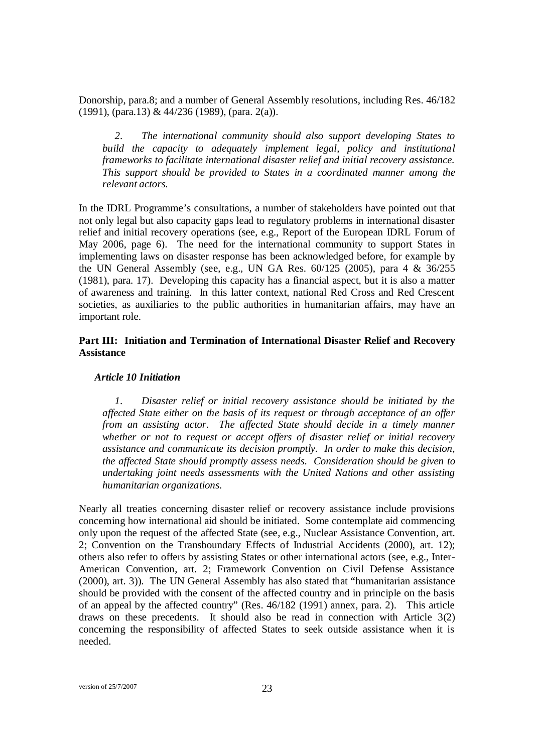Donorship, para.8; and a number of General Assembly resolutions, including Res. 46/182 (1991), (para.13) & 44/236 (1989), (para. 2(a)).

> *2. The international community should also support developing States to build the capacity to adequately implement legal, policy and institutional frameworks to facilitate international disaster relief and initial recovery assistance. This support should be provided to States in a coordinated manner among the relevant actors.*

In the IDRL Programme's consultations, a number of stakeholders have pointed out that not only legal but also capacity gaps lead to regulatory problems in international disaster relief and initial recovery operations (see, e.g., Report of the European IDRL Forum of May 2006, page 6). The need for the international community to support States in implementing laws on disaster response has been acknowledged before, for example by the UN General Assembly (see, e.g., UN GA Res. 60/125 (2005), para 4 & 36/255 (1981), para. 17). Developing this capacity has a financial aspect, but it is also a matter of awareness and training. In this latter context, national Red Cross and Red Crescent societies, as auxiliaries to the public authorities in humanitarian affairs, may have an important role.

## Part III: Initiation and Termination of International Disaster Relief and Recovery Assistance

### *Article 10 Initiation*

> *1. Disaster relief or initial recovery assistance should be initiated by the affected State either on the basis of its request or through acceptance of an offer from an assisting actor. The affected State should decide in a timely manner whether or not to request or accept offers of disaster relief or initial recovery assistance and communicate its decision promptly. In order to make this decision, the affected State should promptly assess needs. Consideration should be given to undertaking joint needs assessments with the United Nations and other assisting humanitarian organizations.*

Nearly all treaties concerning disaster relief or recovery assistance include provisions concerning how international aid should be initiated. Some contemplate aid commencing only upon the request of the affected State (see, e.g., Nuclear Assistance Convention, art. 2; Convention on the Transboundary Effects of Industrial Accidents (2000), art. 12); others also refer to offers by assisting States or other international actors (see, e.g., Inter-American Convention, art. 2; Framework Convention on Civil Defense Assistance (2000), art. 3)). The UN General Assembly has also stated that "humanitarian assistance should be provided with the consent of the affected country and in principle on the basis of an appeal by the affected country" (Res. 46/182 (1991) annex, para. 2). This article draws on these precedents. It should also be read in connection with Article 3(2) concerning the responsibility of affected States to seek outside assistance when it is needed.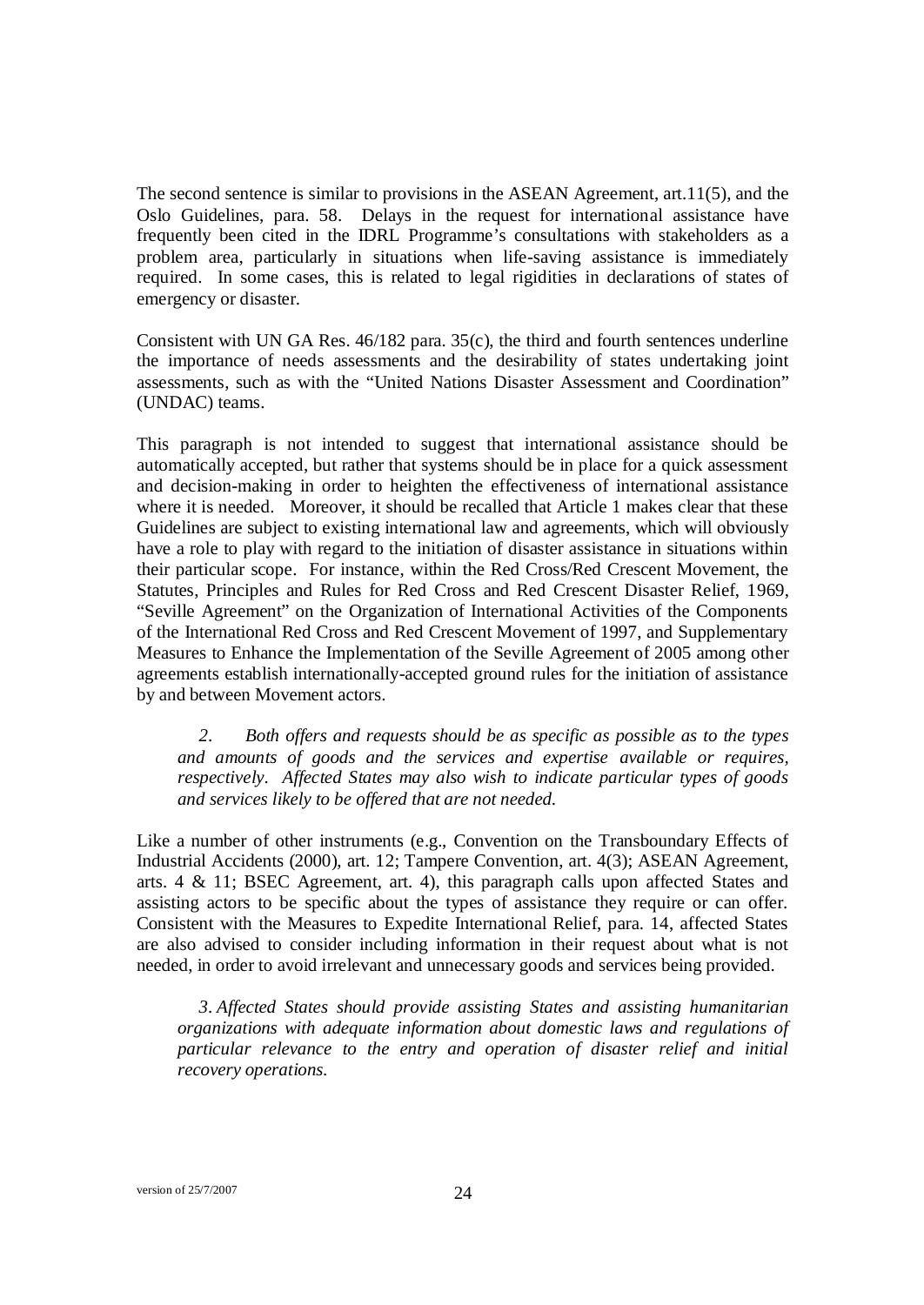The second sentence is similar to provisions in the ASEAN Agreement, art.11(5), and the Oslo Guidelines, para. 58. Delays in the request for international assistance have frequently been cited in the IDRL Programme's consultations with stakeholders as a problem area, particularly in situations when life-saving assistance is immediately required. In some cases, this is related to legal rigidities in declarations of states of emergency or disaster.

Consistent with UN GA Res. 46/182 para. 35(c), the third and fourth sentences underline the importance of needs assessments and the desirability of states undertaking joint assessments, such as with the "United Nations Disaster Assessment and Coordination" (UNDAC) teams.

This paragraph is not intended to suggest that international assistance should be automatically accepted, but rather that systems should be in place for a quick assessment and decision-making in order to heighten the effectiveness of international assistance where it is needed. Moreover, it should be recalled that Article 1 makes clear that these Guidelines are subject to existing international law and agreements, which will obviously have a role to play with regard to the initiation of disaster assistance in situations within their particular scope. For instance, within the Red Cross/Red Crescent Movement, the Statutes, Principles and Rules for Red Cross and Red Crescent Disaster Relief, 1969, "Seville Agreement" on the Organization of International Activities of the Components of the International Red Cross and Red Crescent Movement of 1997, and Supplementary Measures to Enhance the Implementation of the Seville Agreement of 2005 among other agreements establish internationally-accepted ground rules for the initiation of assistance by and between Movement actors.

> *2. Both offers and requests should be as specific as possible as to the types and amounts of goods and the services and expertise available or requires, respectively. Affected States may also wish to indicate particular types of goods and services likely to be offered that are not needed.*

Like a number of other instruments (e.g., Convention on the Transboundary Effects of Industrial Accidents (2000), art. 12; Tampere Convention, art. 4(3); ASEAN Agreement, arts. 4 & 11; BSEC Agreement, art. 4), this paragraph calls upon affected States and assisting actors to be specific about the types of assistance they require or can offer. Consistent with the Measures to Expedite International Relief, para. 14, affected States are also advised to consider including information in their request about what is not needed, in order to avoid irrelevant and unnecessary goods and services being provided.

> *3. Affected States should provide assisting States and assisting humanitarian organizations with adequate information about domestic laws and regulations of particular relevance to the entry and operation of disaster relief and initial recovery operations.*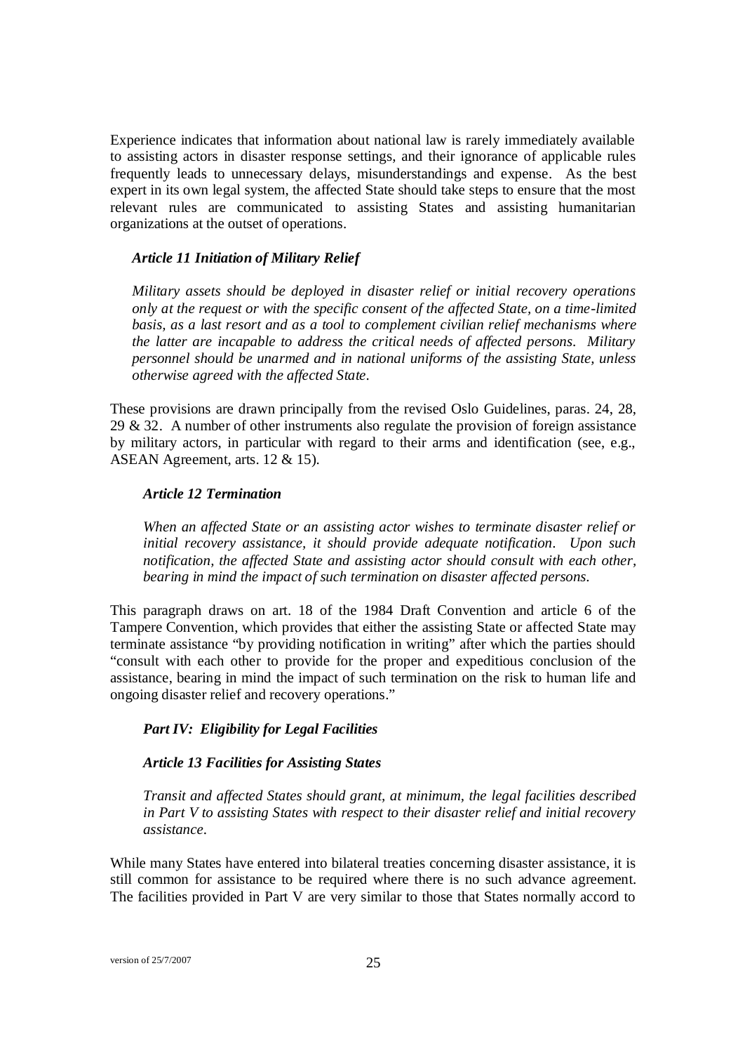Experience indicates that information about national law is rarely immediately available to assisting actors in disaster response settings, and their ignorance of applicable rules frequently leads to unnecessary delays, misunderstandings and expense. As the best expert in its own legal system, the affected State should take steps to ensure that the most relevant rules are communicated to assisting States and assisting humanitarian organizations at the outset of operations.

***Article 11 Initiation of Military Relief***

*Military assets should be deployed in disaster relief or initial recovery operations only at the request or with the specific consent of the affected State, on a time-limited basis, as a last resort and as a tool to complement civilian relief mechanisms where the latter are incapable to address the critical needs of affected persons. Military personnel should be unarmed and in national uniforms of the assisting State, unless otherwise agreed with the affected State.*

These provisions are drawn principally from the revised Oslo Guidelines, paras. 24, 28, 29 & 32. A number of other instruments also regulate the provision of foreign assistance by military actors, in particular with regard to their arms and identification (see, e.g., ASEAN Agreement, arts. 12 & 15).

***Article 12 Termination***

*When an affected State or an assisting actor wishes to terminate disaster relief or initial recovery assistance, it should provide adequate notification. Upon such notification, the affected State and assisting actor should consult with each other, bearing in mind the impact of such termination on disaster affected persons.*

This paragraph draws on art. 18 of the 1984 Draft Convention and article 6 of the Tampere Convention, which provides that either the assisting State or affected State may terminate assistance "by providing notification in writing" after which the parties should "consult with each other to provide for the proper and expeditious conclusion of the assistance, bearing in mind the impact of such termination on the risk to human life and ongoing disaster relief and recovery operations."

***Part IV: Eligibility for Legal Facilities***

***Article 13 Facilities for Assisting States***

*Transit and affected States should grant, at minimum, the legal facilities described in Part V to assisting States with respect to their disaster relief and initial recovery assistance.*

While many States have entered into bilateral treaties concerning disaster assistance, it is still common for assistance to be required where there is no such advance agreement. The facilities provided in Part V are very similar to those that States normally accord to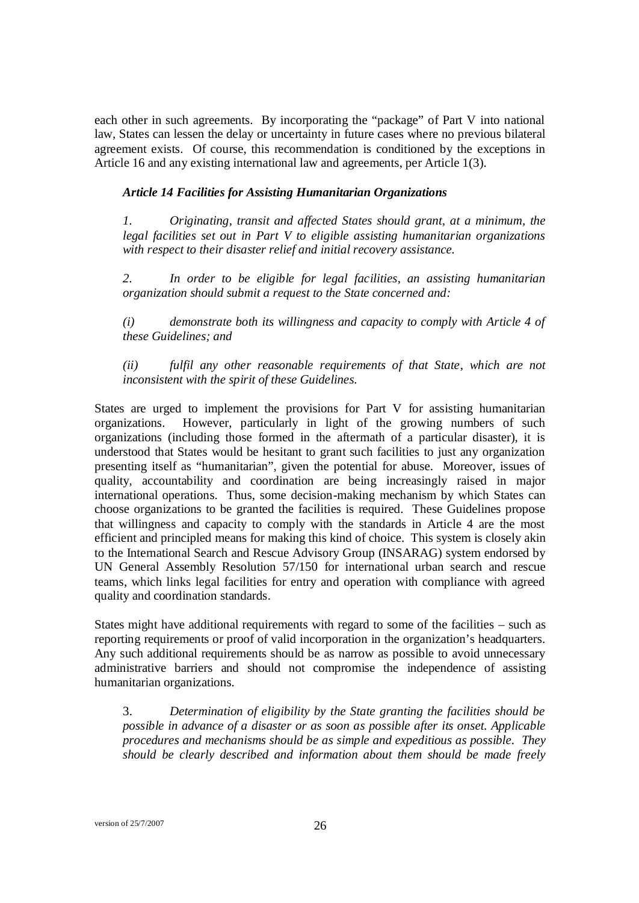each other in such agreements. By incorporating the "package" of Part V into national law, States can lessen the delay or uncertainty in future cases where no previous bilateral agreement exists. Of course, this recommendation is conditioned by the exceptions in Article 16 and any existing international law and agreements, per Article 1(3).

***Article 14 Facilities for Assisting Humanitarian Organizations***

*1. Originating, transit and affected States should grant, at a minimum, the legal facilities set out in Part V to eligible assisting humanitarian organizations with respect to their disaster relief and initial recovery assistance.*

*2. In order to be eligible for legal facilities, an assisting humanitarian organization should submit a request to the State concerned and:*

*(i) demonstrate both its willingness and capacity to comply with Article 4 of these Guidelines; and*

*(ii) fulfil any other reasonable requirements of that State, which are not inconsistent with the spirit of these Guidelines.*

States are urged to implement the provisions for Part V for assisting humanitarian organizations. However, particularly in light of the growing numbers of such organizations (including those formed in the aftermath of a particular disaster), it is understood that States would be hesitant to grant such facilities to just any organization presenting itself as "humanitarian", given the potential for abuse. Moreover, issues of quality, accountability and coordination are being increasingly raised in major international operations. Thus, some decision-making mechanism by which States can choose organizations to be granted the facilities is required. These Guidelines propose that willingness and capacity to comply with the standards in Article 4 are the most efficient and principled means for making this kind of choice. This system is closely akin to the International Search and Rescue Advisory Group (INSARAG) system endorsed by UN General Assembly Resolution 57/150 for international urban search and rescue teams, which links legal facilities for entry and operation with compliance with agreed quality and coordination standards.

States might have additional requirements with regard to some of the facilities – such as reporting requirements or proof of valid incorporation in the organization's headquarters. Any such additional requirements should be as narrow as possible to avoid unnecessary administrative barriers and should not compromise the independence of assisting humanitarian organizations.

3. *Determination of eligibility by the State granting the facilities should be possible in advance of a disaster or as soon as possible after its onset. Applicable procedures and mechanisms should be as simple and expeditious as possible. They should be clearly described and information about them should be made freely*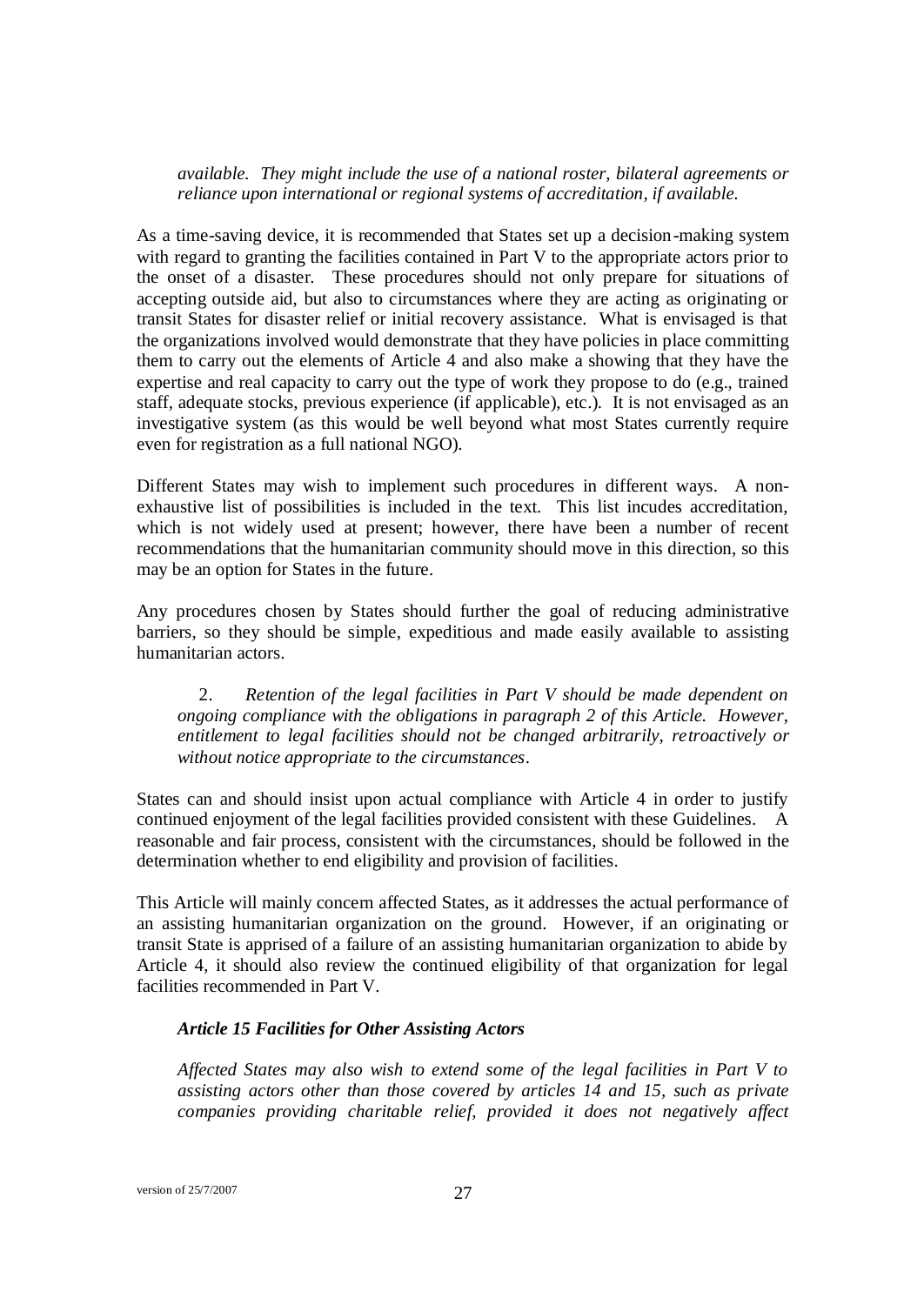*available. They might include the use of a national roster, bilateral agreements or reliance upon international or regional systems of accreditation, if available.*

As a time-saving device, it is recommended that States set up a decision-making system with regard to granting the facilities contained in Part V to the appropriate actors prior to the onset of a disaster. These procedures should not only prepare for situations of accepting outside aid, but also to circumstances where they are acting as originating or transit States for disaster relief or initial recovery assistance. What is envisaged is that the organizations involved would demonstrate that they have policies in place committing them to carry out the elements of Article 4 and also make a showing that they have the expertise and real capacity to carry out the type of work they propose to do (e.g., trained staff, adequate stocks, previous experience (if applicable), etc.). It is not envisaged as an investigative system (as this would be well beyond what most States currently require even for registration as a full national NGO).

Different States may wish to implement such procedures in different ways. A non-exhaustive list of possibilities is included in the text. This list incudes accreditation, which is not widely used at present; however, there have been a number of recent recommendations that the humanitarian community should move in this direction, so this may be an option for States in the future.

Any procedures chosen by States should further the goal of reducing administrative barriers, so they should be simple, expeditious and made easily available to assisting humanitarian actors.

2. *Retention of the legal facilities in Part V should be made dependent on ongoing compliance with the obligations in paragraph 2 of this Article. However, entitlement to legal facilities should not be changed arbitrarily, retroactively or without notice appropriate to the circumstances.*

States can and should insist upon actual compliance with Article 4 in order to justify continued enjoyment of the legal facilities provided consistent with these Guidelines. A reasonable and fair process, consistent with the circumstances, should be followed in the determination whether to end eligibility and provision of facilities.

This Article will mainly concern affected States, as it addresses the actual performance of an assisting humanitarian organization on the ground. However, if an originating or transit State is apprised of a failure of an assisting humanitarian organization to abide by Article 4, it should also review the continued eligibility of that organization for legal facilities recommended in Part V.

***Article 15 Facilities for Other Assisting Actors***

*Affected States may also wish to extend some of the legal facilities in Part V to assisting actors other than those covered by articles 14 and 15, such as private companies providing charitable relief, provided it does not negatively affect*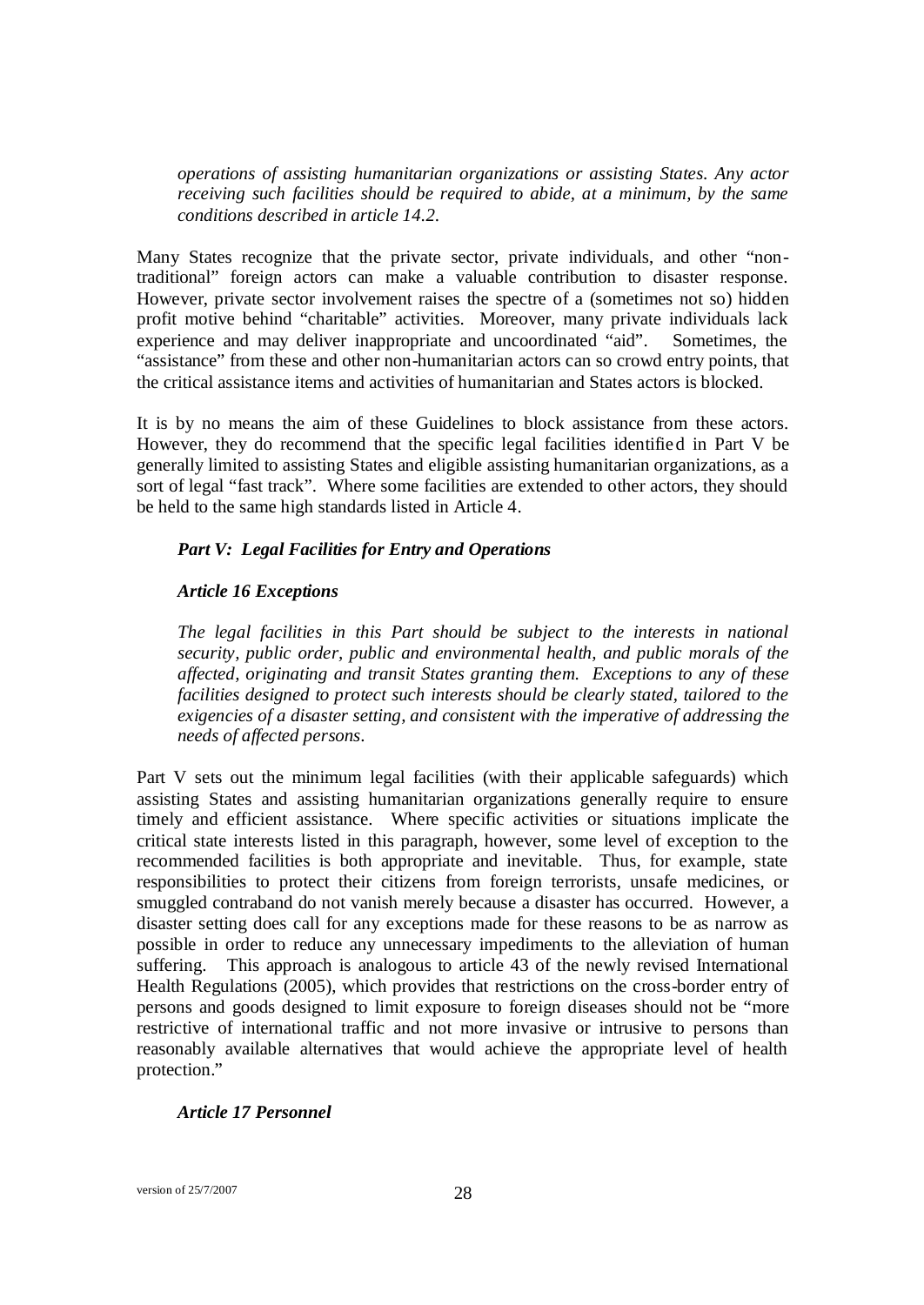*operations of assisting humanitarian organizations or assisting States. Any actor receiving such facilities should be required to abide, at a minimum, by the same conditions described in article 14.2.*

Many States recognize that the private sector, private individuals, and other "non-traditional" foreign actors can make a valuable contribution to disaster response. However, private sector involvement raises the spectre of a (sometimes not so) hidden profit motive behind "charitable" activities. Moreover, many private individuals lack experience and may deliver inappropriate and uncoordinated "aid". Sometimes, the "assistance" from these and other non-humanitarian actors can so crowd entry points, that the critical assistance items and activities of humanitarian and States actors is blocked.

It is by no means the aim of these Guidelines to block assistance from these actors. However, they do recommend that the specific legal facilities identified in Part V be generally limited to assisting States and eligible assisting humanitarian organizations, as a sort of legal "fast track". Where some facilities are extended to other actors, they should be held to the same high standards listed in Article 4.

### *Part V: Legal Facilities for Entry and Operations*

#### *Article 16 Exceptions*

*The legal facilities in this Part should be subject to the interests in national security, public order, public and environmental health, and public morals of the affected, originating and transit States granting them. Exceptions to any of these facilities designed to protect such interests should be clearly stated, tailored to the exigencies of a disaster setting, and consistent with the imperative of addressing the needs of affected persons.*

Part V sets out the minimum legal facilities (with their applicable safeguards) which assisting States and assisting humanitarian organizations generally require to ensure timely and efficient assistance. Where specific activities or situations implicate the critical state interests listed in this paragraph, however, some level of exception to the recommended facilities is both appropriate and inevitable. Thus, for example, state responsibilities to protect their citizens from foreign terrorists, unsafe medicines, or smuggled contraband do not vanish merely because a disaster has occurred. However, a disaster setting does call for any exceptions made for these reasons to be as narrow as possible in order to reduce any unnecessary impediments to the alleviation of human suffering. This approach is analogous to article 43 of the newly revised International Health Regulations (2005), which provides that restrictions on the cross-border entry of persons and goods designed to limit exposure to foreign diseases should not be "more restrictive of international traffic and not more invasive or intrusive to persons than reasonably available alternatives that would achieve the appropriate level of health protection."

#### *Article 17 Personnel*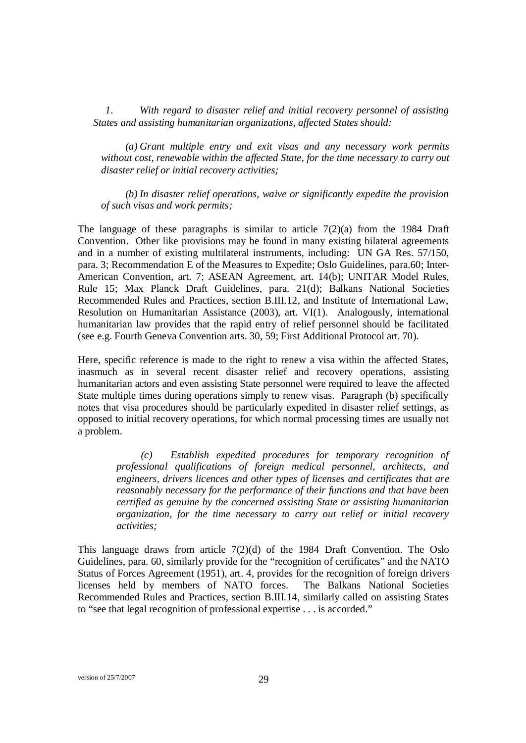*1. With regard to disaster relief and initial recovery personnel of assisting States and assisting humanitarian organizations, affected States should:*

*(a) Grant multiple entry and exit visas and any necessary work permits without cost, renewable within the affected State, for the time necessary to carry out disaster relief or initial recovery activities;*

*(b) In disaster relief operations, waive or significantly expedite the provision of such visas and work permits;*

The language of these paragraphs is similar to article 7(2)(a) from the 1984 Draft Convention. Other like provisions may be found in many existing bilateral agreements and in a number of existing multilateral instruments, including: UN GA Res. 57/150, para. 3; Recommendation E of the Measures to Expedite; Oslo Guidelines, para.60; Inter-American Convention, art. 7; ASEAN Agreement, art. 14(b); UNITAR Model Rules, Rule 15; Max Planck Draft Guidelines, para. 21(d); Balkans National Societies Recommended Rules and Practices, section B.III.12, and Institute of International Law, Resolution on Humanitarian Assistance (2003), art. VI(1). Analogously, international humanitarian law provides that the rapid entry of relief personnel should be facilitated (see e.g. Fourth Geneva Convention arts. 30, 59; First Additional Protocol art. 70).

Here, specific reference is made to the right to renew a visa within the affected States, inasmuch as in several recent disaster relief and recovery operations, assisting humanitarian actors and even assisting State personnel were required to leave the affected State multiple times during operations simply to renew visas. Paragraph (b) specifically notes that visa procedures should be particularly expedited in disaster relief settings, as opposed to initial recovery operations, for which normal processing times are usually not a problem.

*(c) Establish expedited procedures for temporary recognition of professional qualifications of foreign medical personnel, architects, and engineers, drivers licences and other types of licenses and certificates that are reasonably necessary for the performance of their functions and that have been certified as genuine by the concerned assisting State or assisting humanitarian organization, for the time necessary to carry out relief or initial recovery activities;*

This language draws from article 7(2)(d) of the 1984 Draft Convention. The Oslo Guidelines, para. 60, similarly provide for the "recognition of certificates" and the NATO Status of Forces Agreement (1951), art. 4, provides for the recognition of foreign drivers licenses held by members of NATO forces. The Balkans National Societies Recommended Rules and Practices, section B.III.14, similarly called on assisting States to "see that legal recognition of professional expertise . . . is accorded."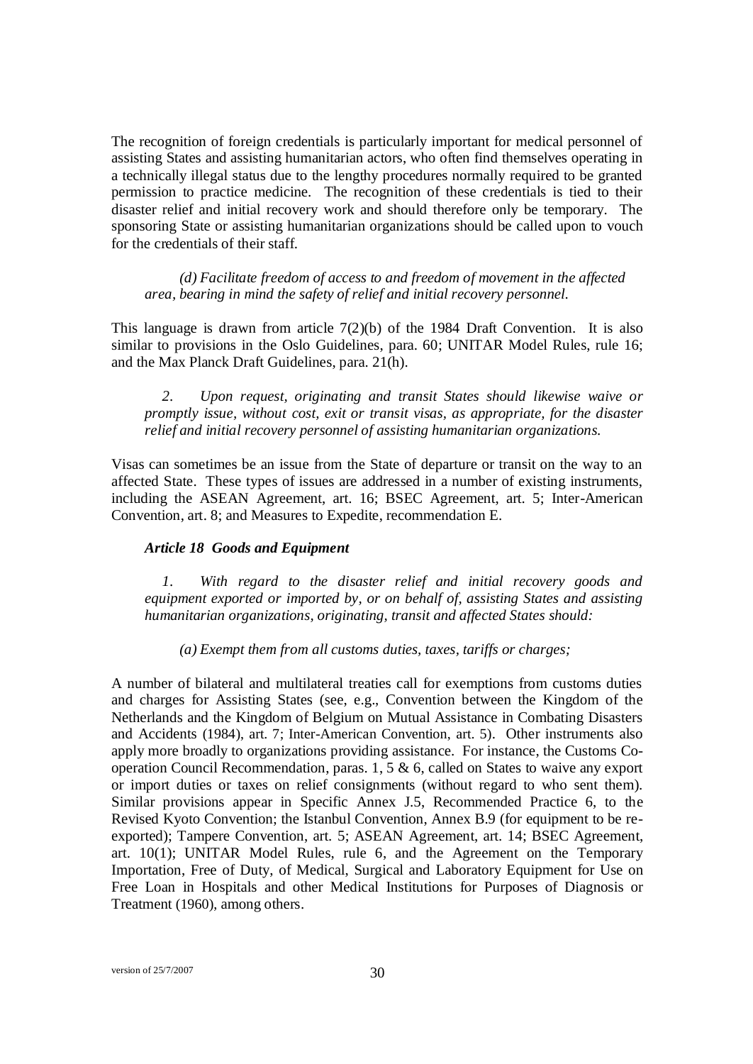The recognition of foreign credentials is particularly important for medical personnel of assisting States and assisting humanitarian actors, who often find themselves operating in a technically illegal status due to the lengthy procedures normally required to be granted permission to practice medicine. The recognition of these credentials is tied to their disaster relief and initial recovery work and should therefore only be temporary. The sponsoring State or assisting humanitarian organizations should be called upon to vouch for the credentials of their staff.

*(d) Facilitate freedom of access to and freedom of movement in the affected area, bearing in mind the safety of relief and initial recovery personnel.*

This language is drawn from article 7(2)(b) of the 1984 Draft Convention. It is also similar to provisions in the Oslo Guidelines, para. 60; UNITAR Model Rules, rule 16; and the Max Planck Draft Guidelines, para. 21(h).

*2. Upon request, originating and transit States should likewise waive or promptly issue, without cost, exit or transit visas, as appropriate, for the disaster relief and initial recovery personnel of assisting humanitarian organizations.*

Visas can sometimes be an issue from the State of departure or transit on the way to an affected State. These types of issues are addressed in a number of existing instruments, including the ASEAN Agreement, art. 16; BSEC Agreement, art. 5; Inter-American Convention, art. 8; and Measures to Expedite, recommendation E.

***Article 18 Goods and Equipment***

*1. With regard to the disaster relief and initial recovery goods and equipment exported or imported by, or on behalf of, assisting States and assisting humanitarian organizations, originating, transit and affected States should:*

*(a) Exempt them from all customs duties, taxes, tariffs or charges;*

A number of bilateral and multilateral treaties call for exemptions from customs duties and charges for Assisting States (see, e.g., Convention between the Kingdom of the Netherlands and the Kingdom of Belgium on Mutual Assistance in Combating Disasters and Accidents (1984), art. 7; Inter-American Convention, art. 5). Other instruments also apply more broadly to organizations providing assistance. For instance, the Customs Co-operation Council Recommendation, paras. 1, 5 & 6, called on States to waive any export or import duties or taxes on relief consignments (without regard to who sent them). Similar provisions appear in Specific Annex J.5, Recommended Practice 6, to the Revised Kyoto Convention; the Istanbul Convention, Annex B.9 (for equipment to be re-exported); Tampere Convention, art. 5; ASEAN Agreement, art. 14; BSEC Agreement, art. 10(1); UNITAR Model Rules, rule 6, and the Agreement on the Temporary Importation, Free of Duty, of Medical, Surgical and Laboratory Equipment for Use on Free Loan in Hospitals and other Medical Institutions for Purposes of Diagnosis or Treatment (1960), among others.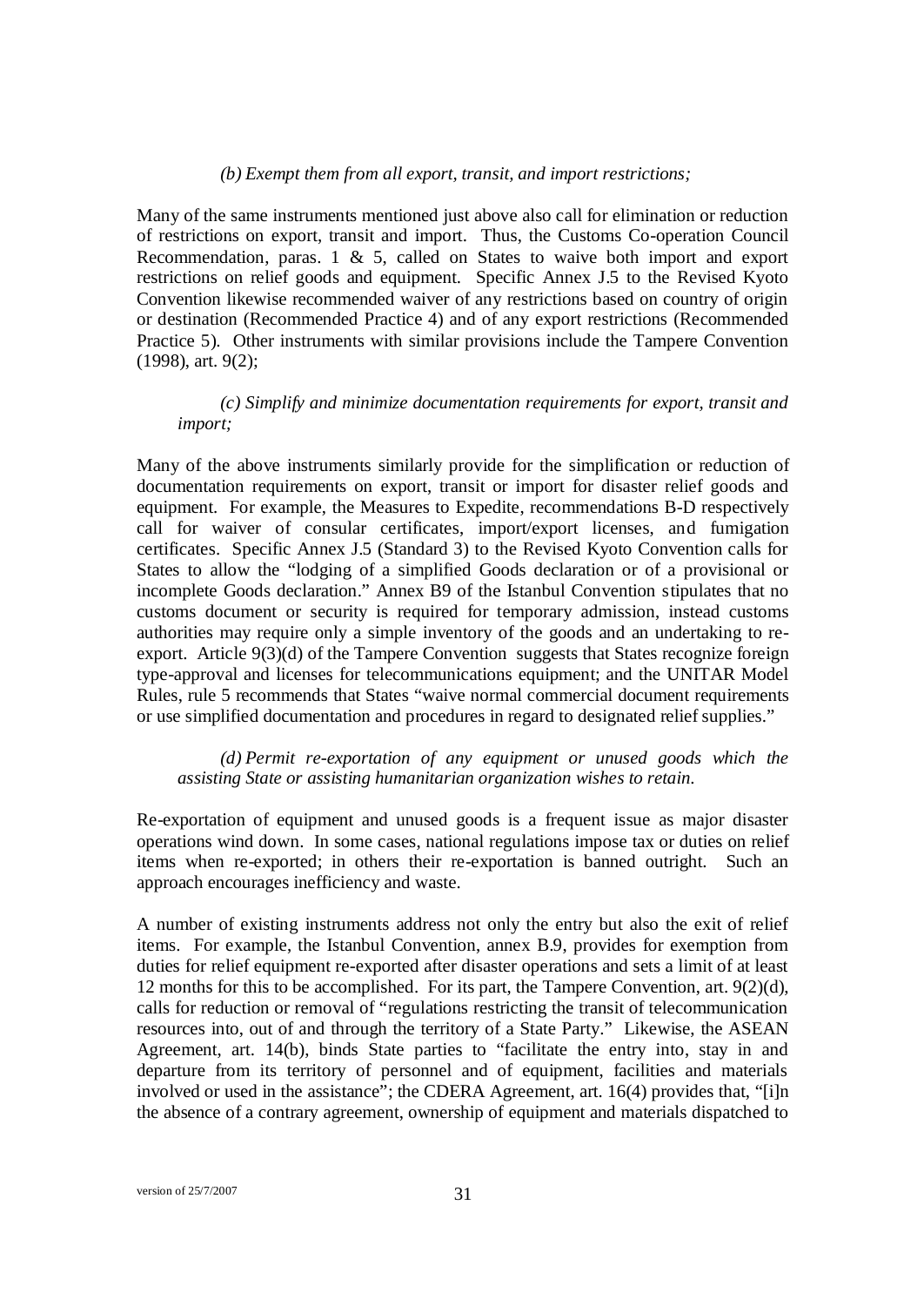*(b) Exempt them from all export, transit, and import restrictions;*

Many of the same instruments mentioned just above also call for elimination or reduction of restrictions on export, transit and import. Thus, the Customs Co-operation Council Recommendation, paras. 1 & 5, called on States to waive both import and export restrictions on relief goods and equipment. Specific Annex J.5 to the Revised Kyoto Convention likewise recommended waiver of any restrictions based on country of origin or destination (Recommended Practice 4) and of any export restrictions (Recommended Practice 5). Other instruments with similar provisions include the Tampere Convention (1998), art. 9(2);

*(c) Simplify and minimize documentation requirements for export, transit and import;*

Many of the above instruments similarly provide for the simplification or reduction of documentation requirements on export, transit or import for disaster relief goods and equipment. For example, the Measures to Expedite, recommendations B-D respectively call for waiver of consular certificates, import/export licenses, and fumigation certificates. Specific Annex J.5 (Standard 3) to the Revised Kyoto Convention calls for States to allow the "lodging of a simplified Goods declaration or of a provisional or incomplete Goods declaration." Annex B9 of the Istanbul Convention stipulates that no customs document or security is required for temporary admission, instead customs authorities may require only a simple inventory of the goods and an undertaking to re-export. Article 9(3)(d) of the Tampere Convention suggests that States recognize foreign type-approval and licenses for telecommunications equipment; and the UNITAR Model Rules, rule 5 recommends that States "waive normal commercial document requirements or use simplified documentation and procedures in regard to designated relief supplies."

*(d) Permit re-exportation of any equipment or unused goods which the assisting State or assisting humanitarian organization wishes to retain.*

Re-exportation of equipment and unused goods is a frequent issue as major disaster operations wind down. In some cases, national regulations impose tax or duties on relief items when re-exported; in others their re-exportation is banned outright. Such an approach encourages inefficiency and waste.

A number of existing instruments address not only the entry but also the exit of relief items. For example, the Istanbul Convention, annex B.9, provides for exemption from duties for relief equipment re-exported after disaster operations and sets a limit of at least 12 months for this to be accomplished. For its part, the Tampere Convention, art. 9(2)(d), calls for reduction or removal of "regulations restricting the transit of telecommunication resources into, out of and through the territory of a State Party." Likewise, the ASEAN Agreement, art. 14(b), binds State parties to "facilitate the entry into, stay in and departure from its territory of personnel and of equipment, facilities and materials involved or used in the assistance"; the CDERA Agreement, art. 16(4) provides that, "[i]n the absence of a contrary agreement, ownership of equipment and materials dispatched to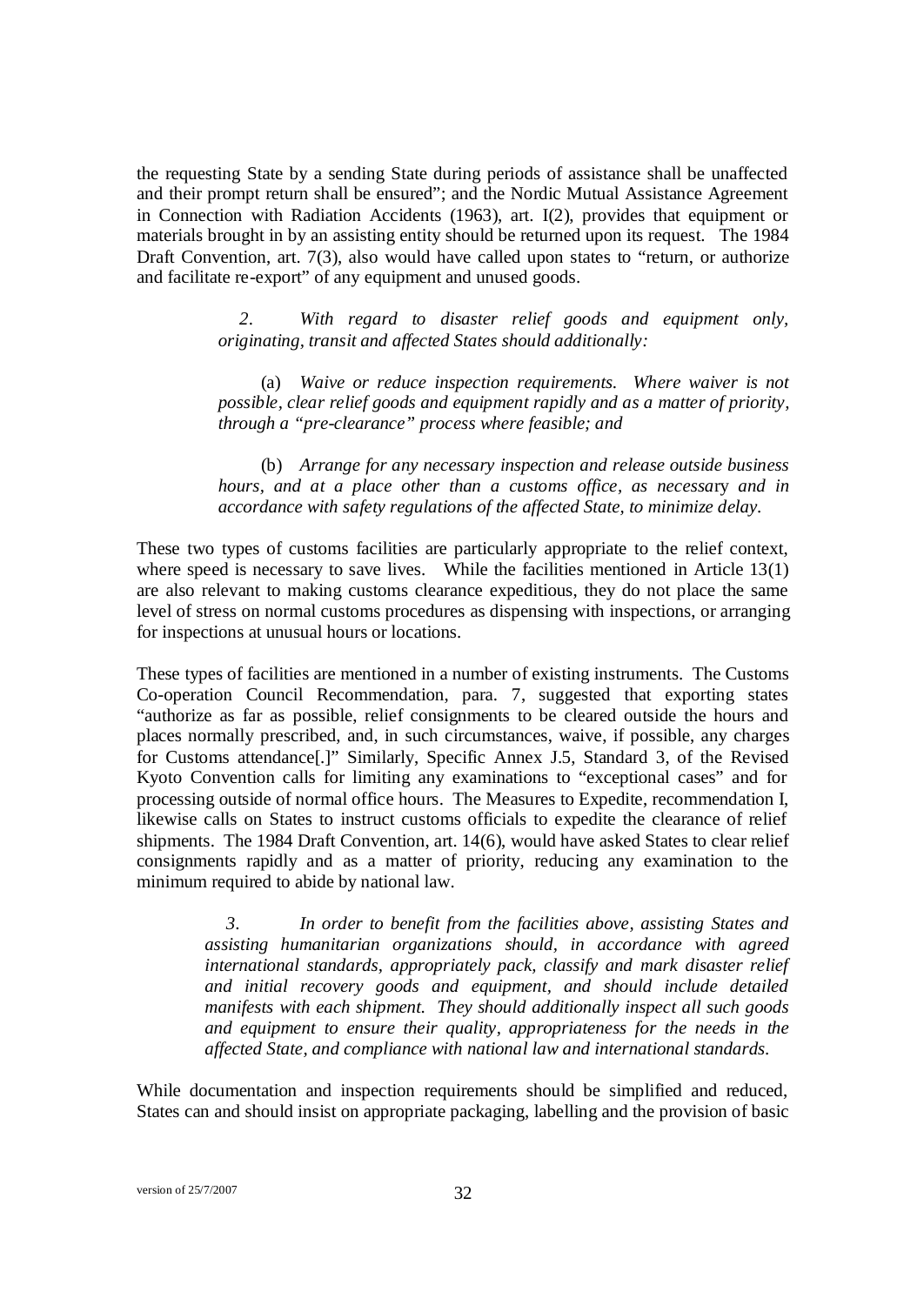the requesting State by a sending State during periods of assistance shall be unaffected and their prompt return shall be ensured"; and the Nordic Mutual Assistance Agreement in Connection with Radiation Accidents (1963), art. I(2), provides that equipment or materials brought in by an assisting entity should be returned upon its request. The 1984 Draft Convention, art. 7(3), also would have called upon states to "return, or authorize and facilitate re-export" of any equipment and unused goods.

> *2. With regard to disaster relief goods and equipment only, originating, transit and affected States should additionally:*
>
> (a) *Waive or reduce inspection requirements. Where waiver is not possible, clear relief goods and equipment rapidly and as a matter of priority, through a "pre-clearance" process where feasible; and*
>
> (b) *Arrange for any necessary inspection and release outside business hours, and at a place other than a customs office, as necessary and in accordance with safety regulations of the affected State, to minimize delay.*

These two types of customs facilities are particularly appropriate to the relief context, where speed is necessary to save lives. While the facilities mentioned in Article 13(1) are also relevant to making customs clearance expeditious, they do not place the same level of stress on normal customs procedures as dispensing with inspections, or arranging for inspections at unusual hours or locations.

These types of facilities are mentioned in a number of existing instruments. The Customs Co-operation Council Recommendation, para. 7, suggested that exporting states "authorize as far as possible, relief consignments to be cleared outside the hours and places normally prescribed, and, in such circumstances, waive, if possible, any charges for Customs attendance[.]" Similarly, Specific Annex J.5, Standard 3, of the Revised Kyoto Convention calls for limiting any examinations to "exceptional cases" and for processing outside of normal office hours. The Measures to Expedite, recommendation I, likewise calls on States to instruct customs officials to expedite the clearance of relief shipments. The 1984 Draft Convention, art. 14(6), would have asked States to clear relief consignments rapidly and as a matter of priority, reducing any examination to the minimum required to abide by national law.

> *3. In order to benefit from the facilities above, assisting States and assisting humanitarian organizations should, in accordance with agreed international standards, appropriately pack, classify and mark disaster relief and initial recovery goods and equipment, and should include detailed manifests with each shipment. They should additionally inspect all such goods and equipment to ensure their quality, appropriateness for the needs in the affected State, and compliance with national law and international standards.*

While documentation and inspection requirements should be simplified and reduced, States can and should insist on appropriate packaging, labelling and the provision of basic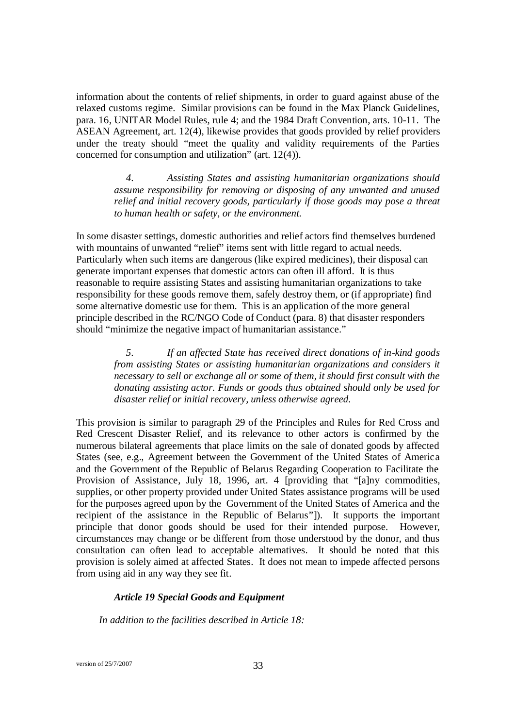information about the contents of relief shipments, in order to guard against abuse of the relaxed customs regime. Similar provisions can be found in the Max Planck Guidelines, para. 16, UNITAR Model Rules, rule 4; and the 1984 Draft Convention, arts. 10-11. The ASEAN Agreement, art. 12(4), likewise provides that goods provided by relief providers under the treaty should "meet the quality and validity requirements of the Parties concerned for consumption and utilization" (art. 12(4)).

> *4. Assisting States and assisting humanitarian organizations should assume responsibility for removing or disposing of any unwanted and unused relief and initial recovery goods, particularly if those goods may pose a threat to human health or safety, or the environment.*

In some disaster settings, domestic authorities and relief actors find themselves burdened with mountains of unwanted "relief" items sent with little regard to actual needs. Particularly when such items are dangerous (like expired medicines), their disposal can generate important expenses that domestic actors can often ill afford. It is thus reasonable to require assisting States and assisting humanitarian organizations to take responsibility for these goods remove them, safely destroy them, or (if appropriate) find some alternative domestic use for them. This is an application of the more general principle described in the RC/NGO Code of Conduct (para. 8) that disaster responders should "minimize the negative impact of humanitarian assistance."

> *5. If an affected State has received direct donations of in-kind goods from assisting States or assisting humanitarian organizations and considers it necessary to sell or exchange all or some of them, it should first consult with the donating assisting actor. Funds or goods thus obtained should only be used for disaster relief or initial recovery, unless otherwise agreed.*

This provision is similar to paragraph 29 of the Principles and Rules for Red Cross and Red Crescent Disaster Relief, and its relevance to other actors is confirmed by the numerous bilateral agreements that place limits on the sale of donated goods by affected States (see, e.g., Agreement between the Government of the United States of America and the Government of the Republic of Belarus Regarding Cooperation to Facilitate the Provision of Assistance, July 18, 1996, art. 4 [providing that "[a]ny commodities, supplies, or other property provided under United States assistance programs will be used for the purposes agreed upon by the Government of the United States of America and the recipient of the assistance in the Republic of Belarus"]). It supports the important principle that donor goods should be used for their intended purpose. However, circumstances may change or be different from those understood by the donor, and thus consultation can often lead to acceptable alternatives. It should be noted that this provision is solely aimed at affected States. It does not mean to impede affected persons from using aid in any way they see fit.

### *Article 19 Special Goods and Equipment*

*In addition to the facilities described in Article 18:*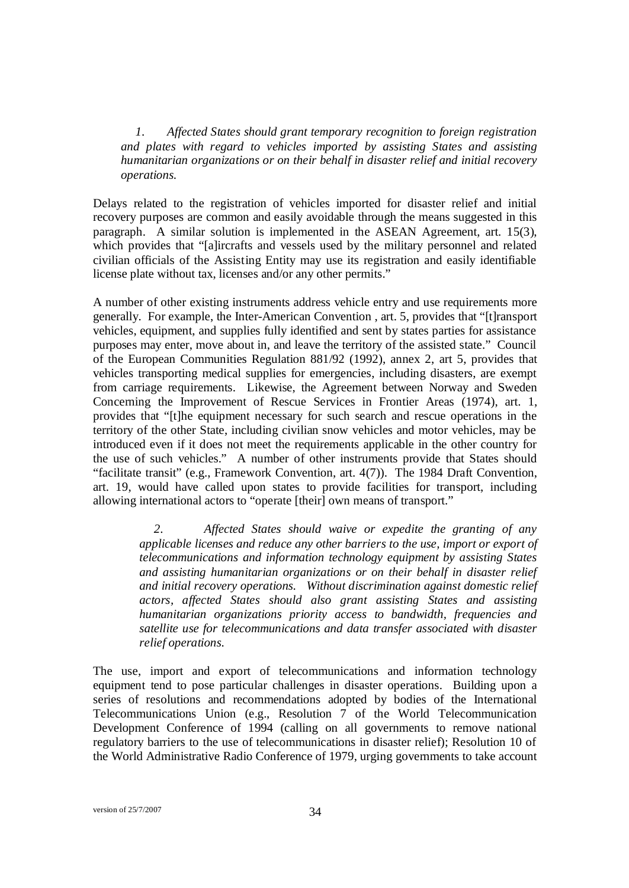*1. Affected States should grant temporary recognition to foreign registration and plates with regard to vehicles imported by assisting States and assisting humanitarian organizations or on their behalf in disaster relief and initial recovery operations.*

Delays related to the registration of vehicles imported for disaster relief and initial recovery purposes are common and easily avoidable through the means suggested in this paragraph. A similar solution is implemented in the ASEAN Agreement, art. 15(3), which provides that "[a]ircrafts and vessels used by the military personnel and related civilian officials of the Assisting Entity may use its registration and easily identifiable license plate without tax, licenses and/or any other permits."

A number of other existing instruments address vehicle entry and use requirements more generally. For example, the Inter-American Convention , art. 5, provides that "[t]ransport vehicles, equipment, and supplies fully identified and sent by states parties for assistance purposes may enter, move about in, and leave the territory of the assisted state." Council of the European Communities Regulation 881/92 (1992), annex 2, art 5, provides that vehicles transporting medical supplies for emergencies, including disasters, are exempt from carriage requirements. Likewise, the Agreement between Norway and Sweden Concerning the Improvement of Rescue Services in Frontier Areas (1974), art. 1, provides that "[t]he equipment necessary for such search and rescue operations in the territory of the other State, including civilian snow vehicles and motor vehicles, may be introduced even if it does not meet the requirements applicable in the other country for the use of such vehicles." A number of other instruments provide that States should "facilitate transit" (e.g., Framework Convention, art. 4(7)). The 1984 Draft Convention, art. 19, would have called upon states to provide facilities for transport, including allowing international actors to "operate [their] own means of transport."

> *2. Affected States should waive or expedite the granting of any applicable licenses and reduce any other barriers to the use, import or export of telecommunications and information technology equipment by assisting States and assisting humanitarian organizations or on their behalf in disaster relief and initial recovery operations. Without discrimination against domestic relief actors, affected States should also grant assisting States and assisting humanitarian organizations priority access to bandwidth, frequencies and satellite use for telecommunications and data transfer associated with disaster relief operations.*

The use, import and export of telecommunications and information technology equipment tend to pose particular challenges in disaster operations. Building upon a series of resolutions and recommendations adopted by bodies of the International Telecommunications Union (e.g., Resolution 7 of the World Telecommunication Development Conference of 1994 (calling on all governments to remove national regulatory barriers to the use of telecommunications in disaster relief); Resolution 10 of the World Administrative Radio Conference of 1979, urging governments to take account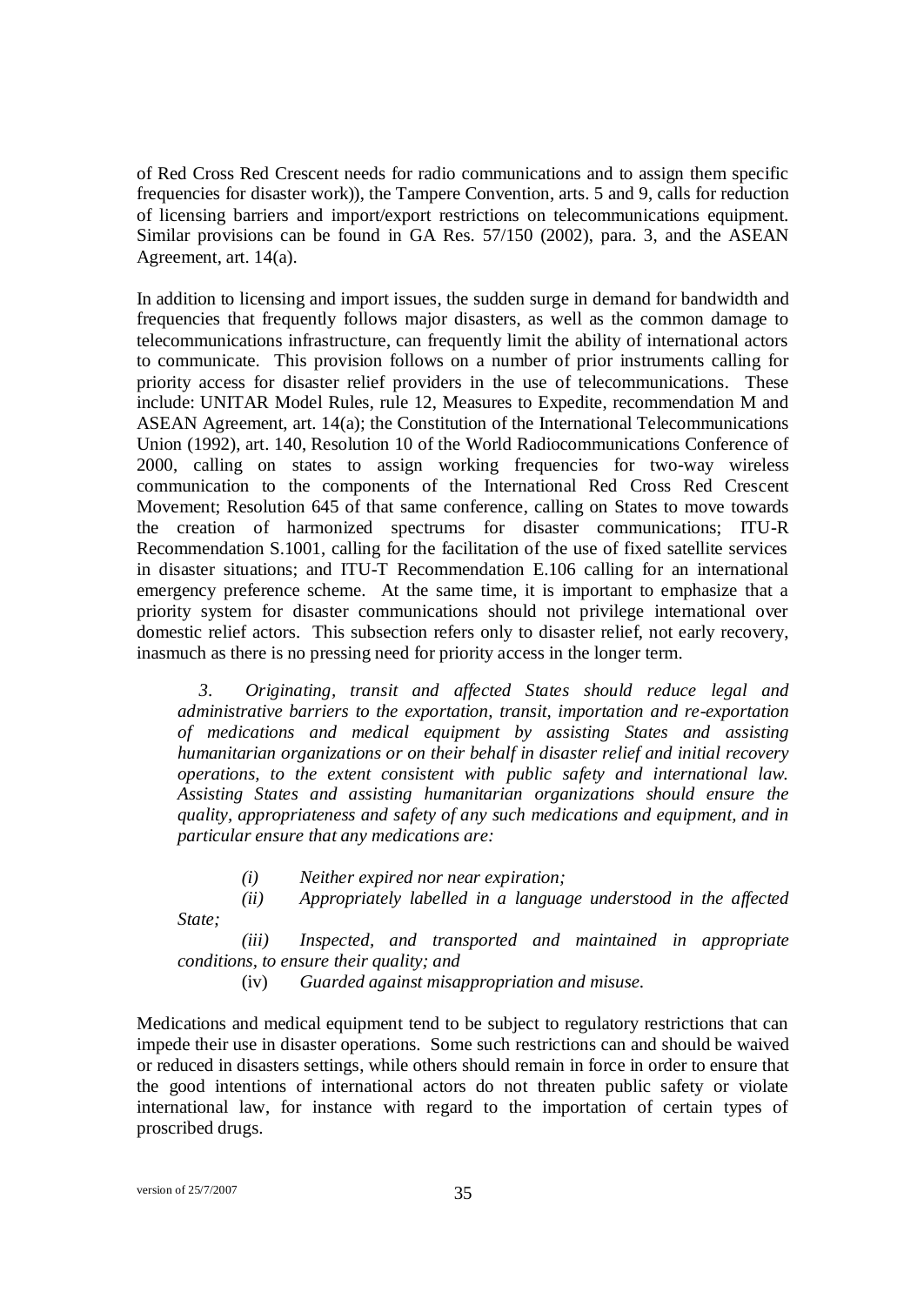of Red Cross Red Crescent needs for radio communications and to assign them specific frequencies for disaster work)), the Tampere Convention, arts. 5 and 9, calls for reduction of licensing barriers and import/export restrictions on telecommunications equipment. Similar provisions can be found in GA Res. 57/150 (2002), para. 3, and the ASEAN Agreement, art. 14(a).

In addition to licensing and import issues, the sudden surge in demand for bandwidth and frequencies that frequently follows major disasters, as well as the common damage to telecommunications infrastructure, can frequently limit the ability of international actors to communicate. This provision follows on a number of prior instruments calling for priority access for disaster relief providers in the use of telecommunications. These include: UNITAR Model Rules, rule 12, Measures to Expedite, recommendation M and ASEAN Agreement, art. 14(a); the Constitution of the International Telecommunications Union (1992), art. 140, Resolution 10 of the World Radiocommunications Conference of 2000, calling on states to assign working frequencies for two-way wireless communication to the components of the International Red Cross Red Crescent Movement; Resolution 645 of that same conference, calling on States to move towards the creation of harmonized spectrums for disaster communications; ITU-R Recommendation S.1001, calling for the facilitation of the use of fixed satellite services in disaster situations; and ITU-T Recommendation E.106 calling for an international emergency preference scheme. At the same time, it is important to emphasize that a priority system for disaster communications should not privilege international over domestic relief actors. This subsection refers only to disaster relief, not early recovery, inasmuch as there is no pressing need for priority access in the longer term.

> *3. Originating, transit and affected States should reduce legal and administrative barriers to the exportation, transit, importation and re-exportation of medications and medical equipment by assisting States and assisting humanitarian organizations or on their behalf in disaster relief and initial recovery operations, to the extent consistent with public safety and international law. Assisting States and assisting humanitarian organizations should ensure the quality, appropriateness and safety of any such medications and equipment, and in particular ensure that any medications are:*
>
> *(i) Neither expired nor near expiration;*
>
> *(ii) Appropriately labelled in a language understood in the affected State;*
>
> *(iii) Inspected, and transported and maintained in appropriate conditions, to ensure their quality; and*
>
> (iv) *Guarded against misappropriation and misuse.*

Medications and medical equipment tend to be subject to regulatory restrictions that can impede their use in disaster operations. Some such restrictions can and should be waived or reduced in disasters settings, while others should remain in force in order to ensure that the good intentions of international actors do not threaten public safety or violate international law, for instance with regard to the importation of certain types of proscribed drugs.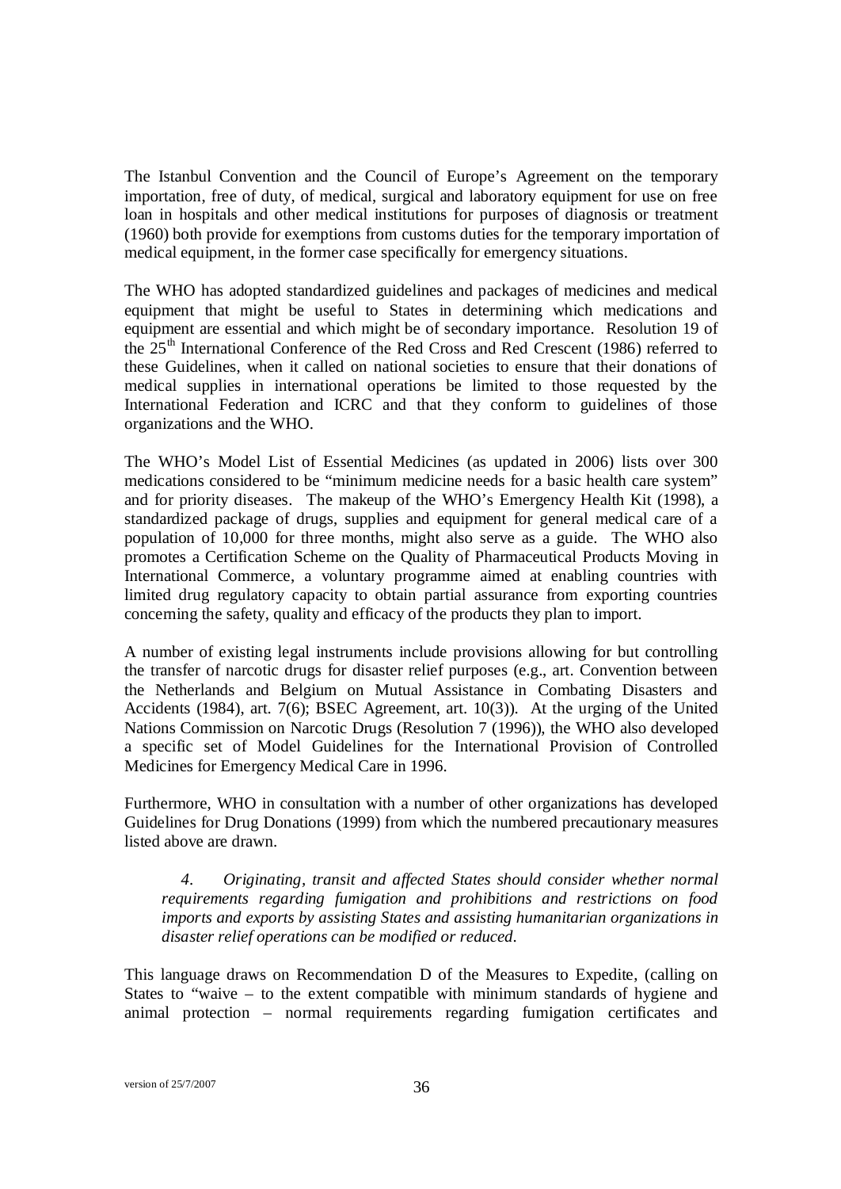The Istanbul Convention and the Council of Europe's Agreement on the temporary importation, free of duty, of medical, surgical and laboratory equipment for use on free loan in hospitals and other medical institutions for purposes of diagnosis or treatment (1960) both provide for exemptions from customs duties for the temporary importation of medical equipment, in the former case specifically for emergency situations.

The WHO has adopted standardized guidelines and packages of medicines and medical equipment that might be useful to States in determining which medications and equipment are essential and which might be of secondary importance. Resolution 19 of the 25th International Conference of the Red Cross and Red Crescent (1986) referred to these Guidelines, when it called on national societies to ensure that their donations of medical supplies in international operations be limited to those requested by the International Federation and ICRC and that they conform to guidelines of those organizations and the WHO.

The WHO's Model List of Essential Medicines (as updated in 2006) lists over 300 medications considered to be "minimum medicine needs for a basic health care system" and for priority diseases. The makeup of the WHO's Emergency Health Kit (1998), a standardized package of drugs, supplies and equipment for general medical care of a population of 10,000 for three months, might also serve as a guide. The WHO also promotes a Certification Scheme on the Quality of Pharmaceutical Products Moving in International Commerce, a voluntary programme aimed at enabling countries with limited drug regulatory capacity to obtain partial assurance from exporting countries concerning the safety, quality and efficacy of the products they plan to import.

A number of existing legal instruments include provisions allowing for but controlling the transfer of narcotic drugs for disaster relief purposes (e.g., art. Convention between the Netherlands and Belgium on Mutual Assistance in Combating Disasters and Accidents (1984), art. 7(6); BSEC Agreement, art. 10(3)). At the urging of the United Nations Commission on Narcotic Drugs (Resolution 7 (1996)), the WHO also developed a specific set of Model Guidelines for the International Provision of Controlled Medicines for Emergency Medical Care in 1996.

Furthermore, WHO in consultation with a number of other organizations has developed Guidelines for Drug Donations (1999) from which the numbered precautionary measures listed above are drawn.

> *4. Originating, transit and affected States should consider whether normal requirements regarding fumigation and prohibitions and restrictions on food imports and exports by assisting States and assisting humanitarian organizations in disaster relief operations can be modified or reduced.*

This language draws on Recommendation D of the Measures to Expedite, (calling on States to "waive – to the extent compatible with minimum standards of hygiene and animal protection – normal requirements regarding fumigation certificates and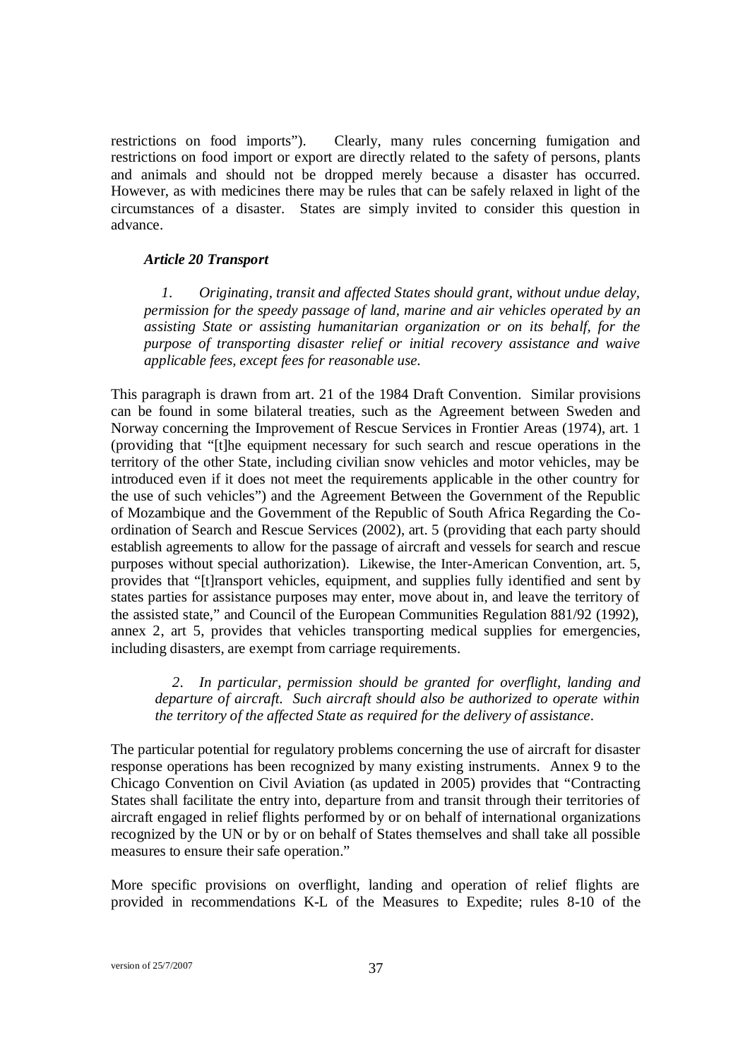restrictions on food imports"). Clearly, many rules concerning fumigation and restrictions on food import or export are directly related to the safety of persons, plants and animals and should not be dropped merely because a disaster has occurred. However, as with medicines there may be rules that can be safely relaxed in light of the circumstances of a disaster. States are simply invited to consider this question in advance.

### *Article 20 Transport*

> *1. Originating, transit and affected States should grant, without undue delay, permission for the speedy passage of land, marine and air vehicles operated by an assisting State or assisting humanitarian organization or on its behalf, for the purpose of transporting disaster relief or initial recovery assistance and waive applicable fees, except fees for reasonable use.*

This paragraph is drawn from art. 21 of the 1984 Draft Convention. Similar provisions can be found in some bilateral treaties, such as the Agreement between Sweden and Norway concerning the Improvement of Rescue Services in Frontier Areas (1974), art. 1 (providing that "[t]he equipment necessary for such search and rescue operations in the territory of the other State, including civilian snow vehicles and motor vehicles, may be introduced even if it does not meet the requirements applicable in the other country for the use of such vehicles") and the Agreement Between the Government of the Republic of Mozambique and the Government of the Republic of South Africa Regarding the Co-ordination of Search and Rescue Services (2002), art. 5 (providing that each party should establish agreements to allow for the passage of aircraft and vessels for search and rescue purposes without special authorization). Likewise, the Inter-American Convention, art. 5, provides that "[t]ransport vehicles, equipment, and supplies fully identified and sent by states parties for assistance purposes may enter, move about in, and leave the territory of the assisted state," and Council of the European Communities Regulation 881/92 (1992), annex 2, art 5, provides that vehicles transporting medical supplies for emergencies, including disasters, are exempt from carriage requirements.

> *2. In particular, permission should be granted for overflight, landing and departure of aircraft. Such aircraft should also be authorized to operate within the territory of the affected State as required for the delivery of assistance.*

The particular potential for regulatory problems concerning the use of aircraft for disaster response operations has been recognized by many existing instruments. Annex 9 to the Chicago Convention on Civil Aviation (as updated in 2005) provides that "Contracting States shall facilitate the entry into, departure from and transit through their territories of aircraft engaged in relief flights performed by or on behalf of international organizations recognized by the UN or by or on behalf of States themselves and shall take all possible measures to ensure their safe operation."

More specific provisions on overflight, landing and operation of relief flights are provided in recommendations K-L of the Measures to Expedite; rules 8-10 of the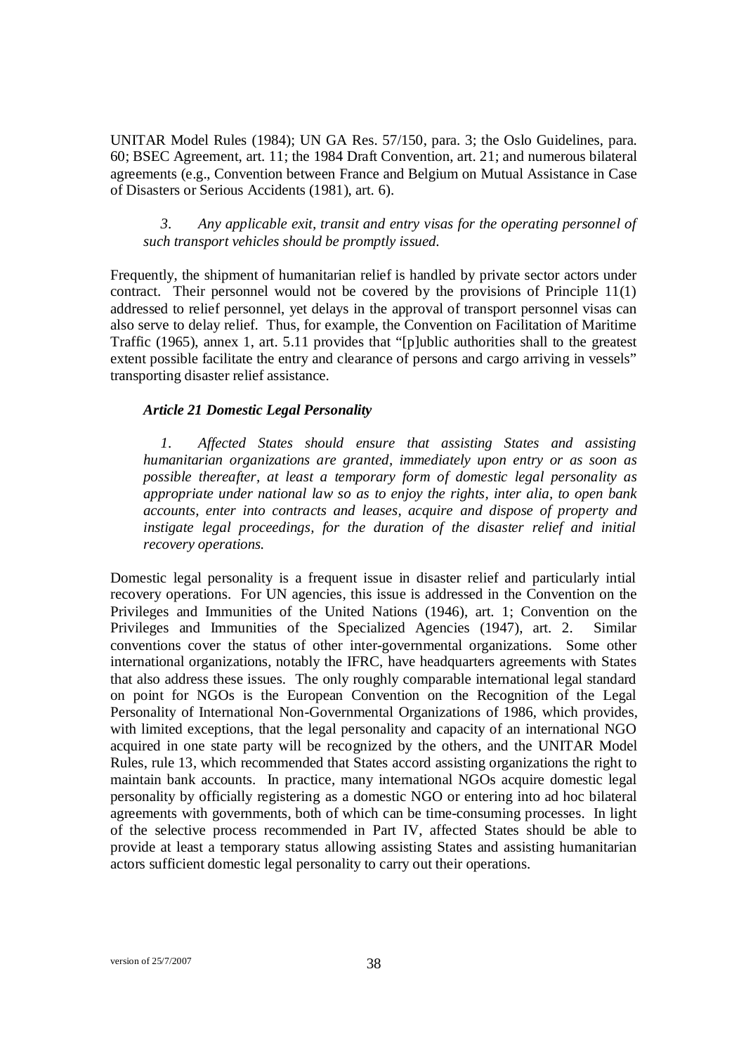UNITAR Model Rules (1984); UN GA Res. 57/150, para. 3; the Oslo Guidelines, para. 60; BSEC Agreement, art. 11; the 1984 Draft Convention, art. 21; and numerous bilateral agreements (e.g., Convention between France and Belgium on Mutual Assistance in Case of Disasters or Serious Accidents (1981), art. 6).

> *3. Any applicable exit, transit and entry visas for the operating personnel of such transport vehicles should be promptly issued.*

Frequently, the shipment of humanitarian relief is handled by private sector actors under contract. Their personnel would not be covered by the provisions of Principle 11(1) addressed to relief personnel, yet delays in the approval of transport personnel visas can also serve to delay relief. Thus, for example, the Convention on Facilitation of Maritime Traffic (1965), annex 1, art. 5.11 provides that "[p]ublic authorities shall to the greatest extent possible facilitate the entry and clearance of persons and cargo arriving in vessels" transporting disaster relief assistance.

### *Article 21 Domestic Legal Personality*

> *1. Affected States should ensure that assisting States and assisting humanitarian organizations are granted, immediately upon entry or as soon as possible thereafter, at least a temporary form of domestic legal personality as appropriate under national law so as to enjoy the rights, inter alia, to open bank accounts, enter into contracts and leases, acquire and dispose of property and instigate legal proceedings, for the duration of the disaster relief and initial recovery operations.*

Domestic legal personality is a frequent issue in disaster relief and particularly intial recovery operations. For UN agencies, this issue is addressed in the Convention on the Privileges and Immunities of the United Nations (1946), art. 1; Convention on the Privileges and Immunities of the Specialized Agencies (1947), art. 2. Similar conventions cover the status of other inter-governmental organizations. Some other international organizations, notably the IFRC, have headquarters agreements with States that also address these issues. The only roughly comparable international legal standard on point for NGOs is the European Convention on the Recognition of the Legal Personality of International Non-Governmental Organizations of 1986, which provides, with limited exceptions, that the legal personality and capacity of an international NGO acquired in one state party will be recognized by the others, and the UNITAR Model Rules, rule 13, which recommended that States accord assisting organizations the right to maintain bank accounts. In practice, many international NGOs acquire domestic legal personality by officially registering as a domestic NGO or entering into ad hoc bilateral agreements with governments, both of which can be time-consuming processes. In light of the selective process recommended in Part IV, affected States should be able to provide at least a temporary status allowing assisting States and assisting humanitarian actors sufficient domestic legal personality to carry out their operations.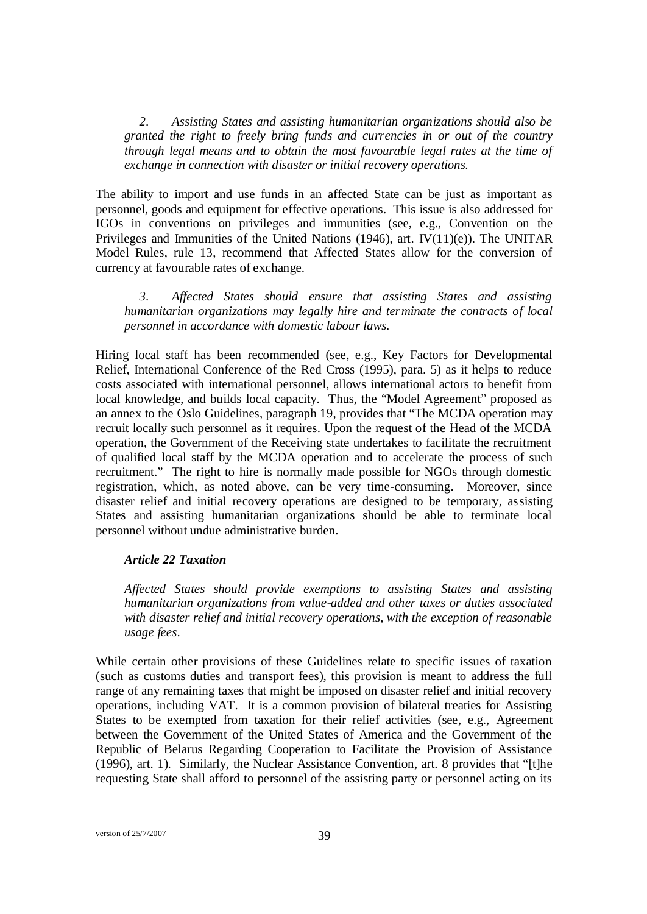*2. Assisting States and assisting humanitarian organizations should also be granted the right to freely bring funds and currencies in or out of the country through legal means and to obtain the most favourable legal rates at the time of exchange in connection with disaster or initial recovery operations.*

The ability to import and use funds in an affected State can be just as important as personnel, goods and equipment for effective operations. This issue is also addressed for IGOs in conventions on privileges and immunities (see, e.g., Convention on the Privileges and Immunities of the United Nations (1946), art. IV(11)(e)). The UNITAR Model Rules, rule 13, recommend that Affected States allow for the conversion of currency at favourable rates of exchange.

*3. Affected States should ensure that assisting States and assisting humanitarian organizations may legally hire and terminate the contracts of local personnel in accordance with domestic labour laws.*

Hiring local staff has been recommended (see, e.g., Key Factors for Developmental Relief, International Conference of the Red Cross (1995), para. 5) as it helps to reduce costs associated with international personnel, allows international actors to benefit from local knowledge, and builds local capacity. Thus, the "Model Agreement" proposed as an annex to the Oslo Guidelines, paragraph 19, provides that "The MCDA operation may recruit locally such personnel as it requires. Upon the request of the Head of the MCDA operation, the Government of the Receiving state undertakes to facilitate the recruitment of qualified local staff by the MCDA operation and to accelerate the process of such recruitment." The right to hire is normally made possible for NGOs through domestic registration, which, as noted above, can be very time-consuming. Moreover, since disaster relief and initial recovery operations are designed to be temporary, assisting States and assisting humanitarian organizations should be able to terminate local personnel without undue administrative burden.

***Article 22 Taxation***

*Affected States should provide exemptions to assisting States and assisting humanitarian organizations from value-added and other taxes or duties associated with disaster relief and initial recovery operations, with the exception of reasonable usage fees.*

While certain other provisions of these Guidelines relate to specific issues of taxation (such as customs duties and transport fees), this provision is meant to address the full range of any remaining taxes that might be imposed on disaster relief and initial recovery operations, including VAT. It is a common provision of bilateral treaties for Assisting States to be exempted from taxation for their relief activities (see, e.g., Agreement between the Government of the United States of America and the Government of the Republic of Belarus Regarding Cooperation to Facilitate the Provision of Assistance (1996), art. 1). Similarly, the Nuclear Assistance Convention, art. 8 provides that "[t]he requesting State shall afford to personnel of the assisting party or personnel acting on its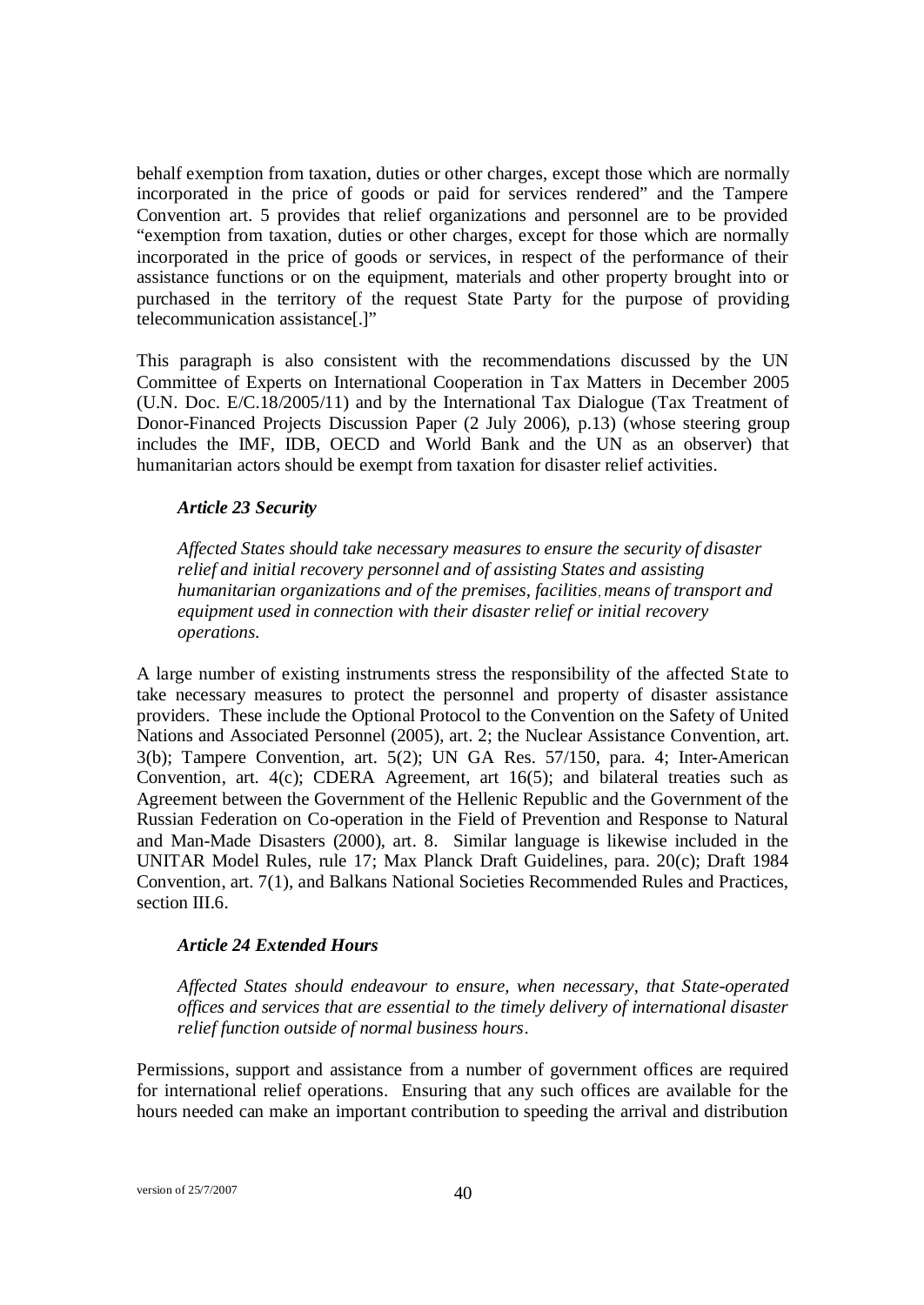behalf exemption from taxation, duties or other charges, except those which are normally incorporated in the price of goods or paid for services rendered" and the Tampere Convention art. 5 provides that relief organizations and personnel are to be provided "exemption from taxation, duties or other charges, except for those which are normally incorporated in the price of goods or services, in respect of the performance of their assistance functions or on the equipment, materials and other property brought into or purchased in the territory of the request State Party for the purpose of providing telecommunication assistance[.]"

This paragraph is also consistent with the recommendations discussed by the UN Committee of Experts on International Cooperation in Tax Matters in December 2005 (U.N. Doc. E/C.18/2005/11) and by the International Tax Dialogue (Tax Treatment of Donor-Financed Projects Discussion Paper (2 July 2006), p.13) (whose steering group includes the IMF, IDB, OECD and World Bank and the UN as an observer) that humanitarian actors should be exempt from taxation for disaster relief activities.

***Article 23 Security***

*Affected States should take necessary measures to ensure the security of disaster relief and initial recovery personnel and of assisting States and assisting humanitarian organizations and of the premises, facilities, means of transport and equipment used in connection with their disaster relief or initial recovery operations.*

A large number of existing instruments stress the responsibility of the affected State to take necessary measures to protect the personnel and property of disaster assistance providers. These include the Optional Protocol to the Convention on the Safety of United Nations and Associated Personnel (2005), art. 2; the Nuclear Assistance Convention, art. 3(b); Tampere Convention, art. 5(2); UN GA Res. 57/150, para. 4; Inter-American Convention, art. 4(c); CDERA Agreement, art 16(5); and bilateral treaties such as Agreement between the Government of the Hellenic Republic and the Government of the Russian Federation on Co-operation in the Field of Prevention and Response to Natural and Man-Made Disasters (2000), art. 8. Similar language is likewise included in the UNITAR Model Rules, rule 17; Max Planck Draft Guidelines, para. 20(c); Draft 1984 Convention, art. 7(1), and Balkans National Societies Recommended Rules and Practices, section III.6.

***Article 24 Extended Hours***

*Affected States should endeavour to ensure, when necessary, that State-operated offices and services that are essential to the timely delivery of international disaster relief function outside of normal business hours.*

Permissions, support and assistance from a number of government offices are required for international relief operations. Ensuring that any such offices are available for the hours needed can make an important contribution to speeding the arrival and distribution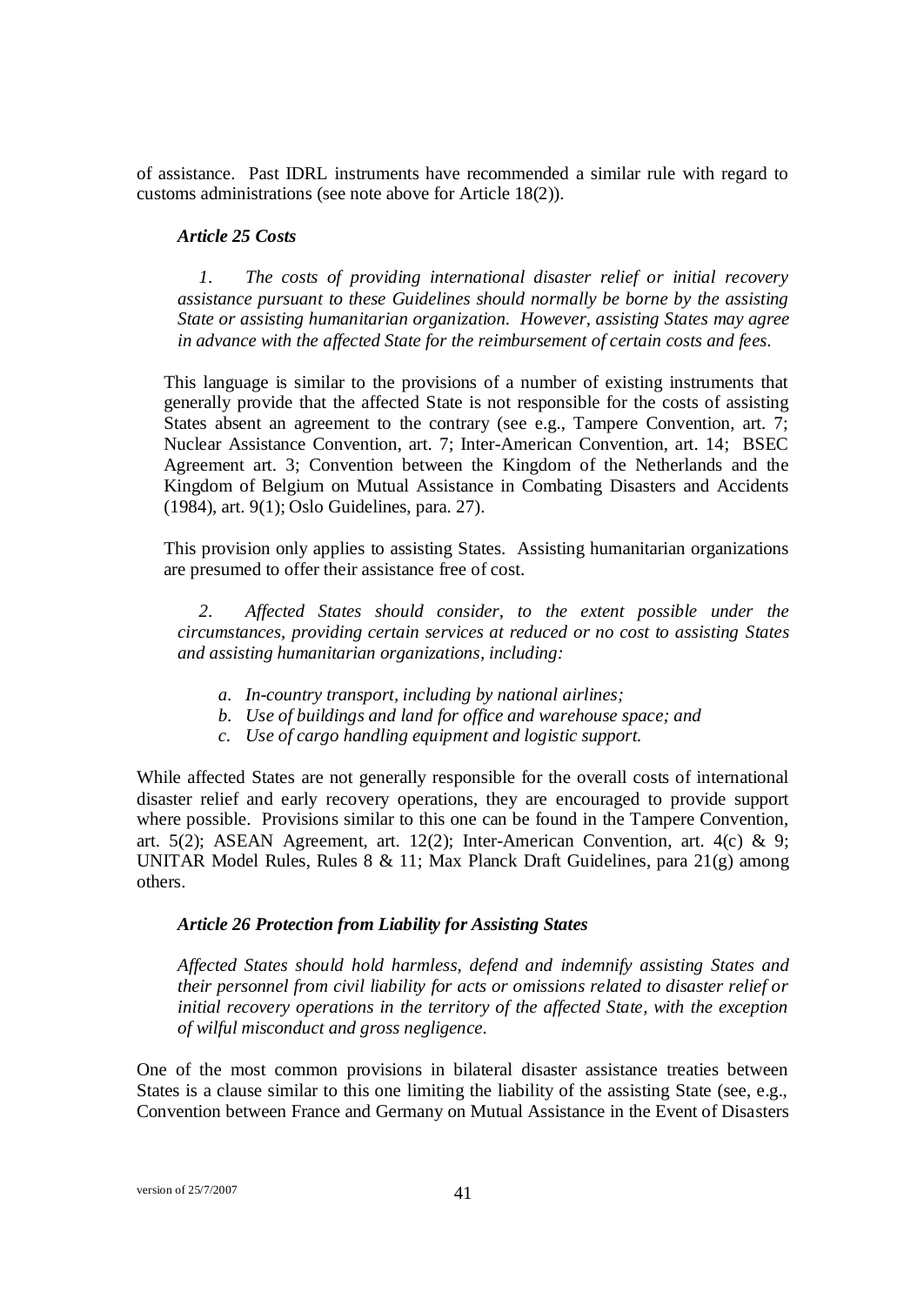of assistance. Past IDRL instruments have recommended a similar rule with regard to customs administrations (see note above for Article 18(2)).

***Article 25 Costs***

*1. The costs of providing international disaster relief or initial recovery assistance pursuant to these Guidelines should normally be borne by the assisting State or assisting humanitarian organization. However, assisting States may agree in advance with the affected State for the reimbursement of certain costs and fees.*

This language is similar to the provisions of a number of existing instruments that generally provide that the affected State is not responsible for the costs of assisting States absent an agreement to the contrary (see e.g., Tampere Convention, art. 7; Nuclear Assistance Convention, art. 7; Inter-American Convention, art. 14; BSEC Agreement art. 3; Convention between the Kingdom of the Netherlands and the Kingdom of Belgium on Mutual Assistance in Combating Disasters and Accidents (1984), art. 9(1); Oslo Guidelines, para. 27).

This provision only applies to assisting States. Assisting humanitarian organizations are presumed to offer their assistance free of cost.

*2. Affected States should consider, to the extent possible under the circumstances, providing certain services at reduced or no cost to assisting States and assisting humanitarian organizations, including:*

*a. In-country transport, including by national airlines;*
*b. Use of buildings and land for office and warehouse space; and*
*c. Use of cargo handling equipment and logistic support.*

While affected States are not generally responsible for the overall costs of international disaster relief and early recovery operations, they are encouraged to provide support where possible. Provisions similar to this one can be found in the Tampere Convention, art. 5(2); ASEAN Agreement, art. 12(2); Inter-American Convention, art. 4(c) & 9; UNITAR Model Rules, Rules 8 & 11; Max Planck Draft Guidelines, para 21(g) among others.

***Article 26 Protection from Liability for Assisting States***

*Affected States should hold harmless, defend and indemnify assisting States and their personnel from civil liability for acts or omissions related to disaster relief or initial recovery operations in the territory of the affected State, with the exception of wilful misconduct and gross negligence.*

One of the most common provisions in bilateral disaster assistance treaties between States is a clause similar to this one limiting the liability of the assisting State (see, e.g., Convention between France and Germany on Mutual Assistance in the Event of Disasters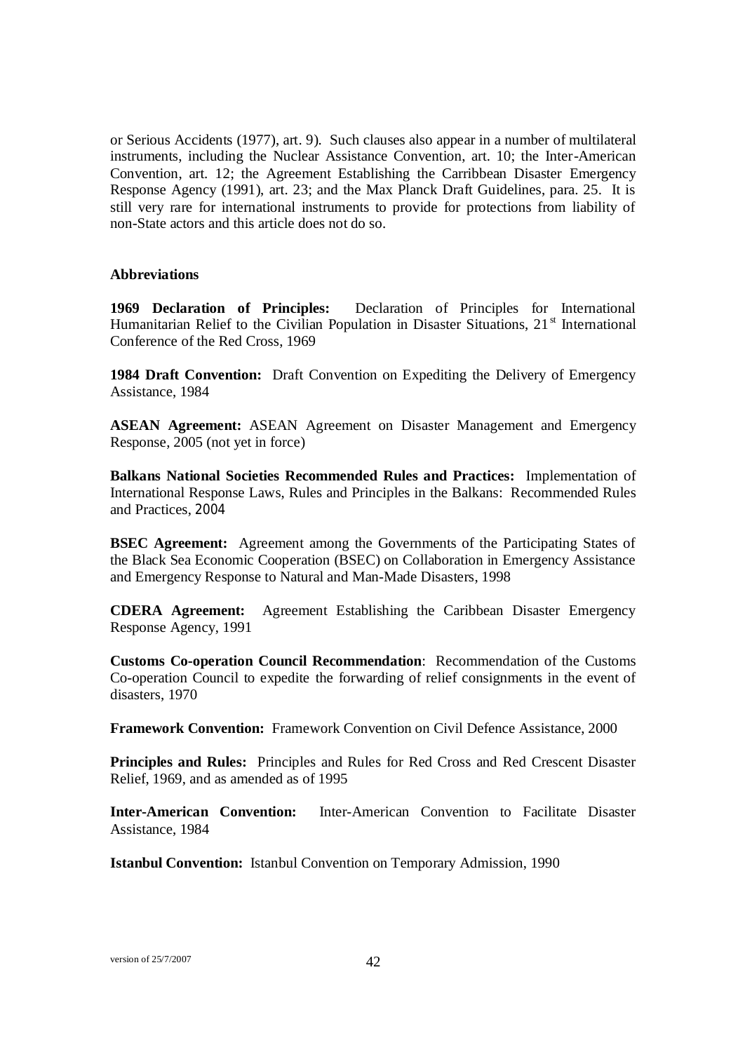or Serious Accidents (1977), art. 9). Such clauses also appear in a number of multilateral instruments, including the Nuclear Assistance Convention, art. 10; the Inter-American Convention, art. 12; the Agreement Establishing the Carribbean Disaster Emergency Response Agency (1991), art. 23; and the Max Planck Draft Guidelines, para. 25. It is still very rare for international instruments to provide for protections from liability of non-State actors and this article does not do so.

**Abbreviations**

**1969 Declaration of Principles:** Declaration of Principles for International Humanitarian Relief to the Civilian Population in Disaster Situations, 21st International Conference of the Red Cross, 1969

**1984 Draft Convention:** Draft Convention on Expediting the Delivery of Emergency Assistance, 1984

**ASEAN Agreement:** ASEAN Agreement on Disaster Management and Emergency Response, 2005 (not yet in force)

**Balkans National Societies Recommended Rules and Practices:** Implementation of International Response Laws, Rules and Principles in the Balkans: Recommended Rules and Practices, 2004

**BSEC Agreement:** Agreement among the Governments of the Participating States of the Black Sea Economic Cooperation (BSEC) on Collaboration in Emergency Assistance and Emergency Response to Natural and Man-Made Disasters, 1998

**CDERA Agreement:** Agreement Establishing the Caribbean Disaster Emergency Response Agency, 1991

**Customs Co-operation Council Recommendation**: Recommendation of the Customs Co-operation Council to expedite the forwarding of relief consignments in the event of disasters, 1970

**Framework Convention:** Framework Convention on Civil Defence Assistance, 2000

**Principles and Rules:** Principles and Rules for Red Cross and Red Crescent Disaster Relief, 1969, and as amended as of 1995

**Inter-American Convention:** Inter-American Convention to Facilitate Disaster Assistance, 1984

**Istanbul Convention:** Istanbul Convention on Temporary Admission, 1990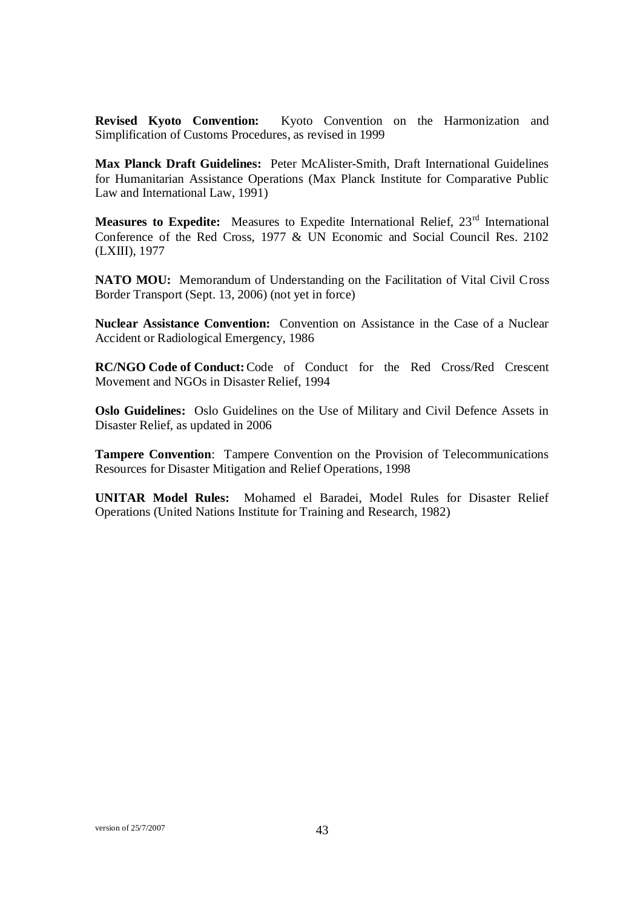**Revised Kyoto Convention:** Kyoto Convention on the Harmonization and Simplification of Customs Procedures, as revised in 1999

**Max Planck Draft Guidelines:** Peter McAlister-Smith, Draft International Guidelines for Humanitarian Assistance Operations (Max Planck Institute for Comparative Public Law and International Law, 1991)

**Measures to Expedite:** Measures to Expedite International Relief, 23rd International Conference of the Red Cross, 1977 & UN Economic and Social Council Res. 2102 (LXIII), 1977

**NATO MOU:** Memorandum of Understanding on the Facilitation of Vital Civil Cross Border Transport (Sept. 13, 2006) (not yet in force)

**Nuclear Assistance Convention:** Convention on Assistance in the Case of a Nuclear Accident or Radiological Emergency, 1986

**RC/NGO Code of Conduct:** Code of Conduct for the Red Cross/Red Crescent Movement and NGOs in Disaster Relief, 1994

**Oslo Guidelines:** Oslo Guidelines on the Use of Military and Civil Defence Assets in Disaster Relief, as updated in 2006

**Tampere Convention**: Tampere Convention on the Provision of Telecommunications Resources for Disaster Mitigation and Relief Operations, 1998

**UNITAR Model Rules:** Mohamed el Baradei, Model Rules for Disaster Relief Operations (United Nations Institute for Training and Research, 1982)